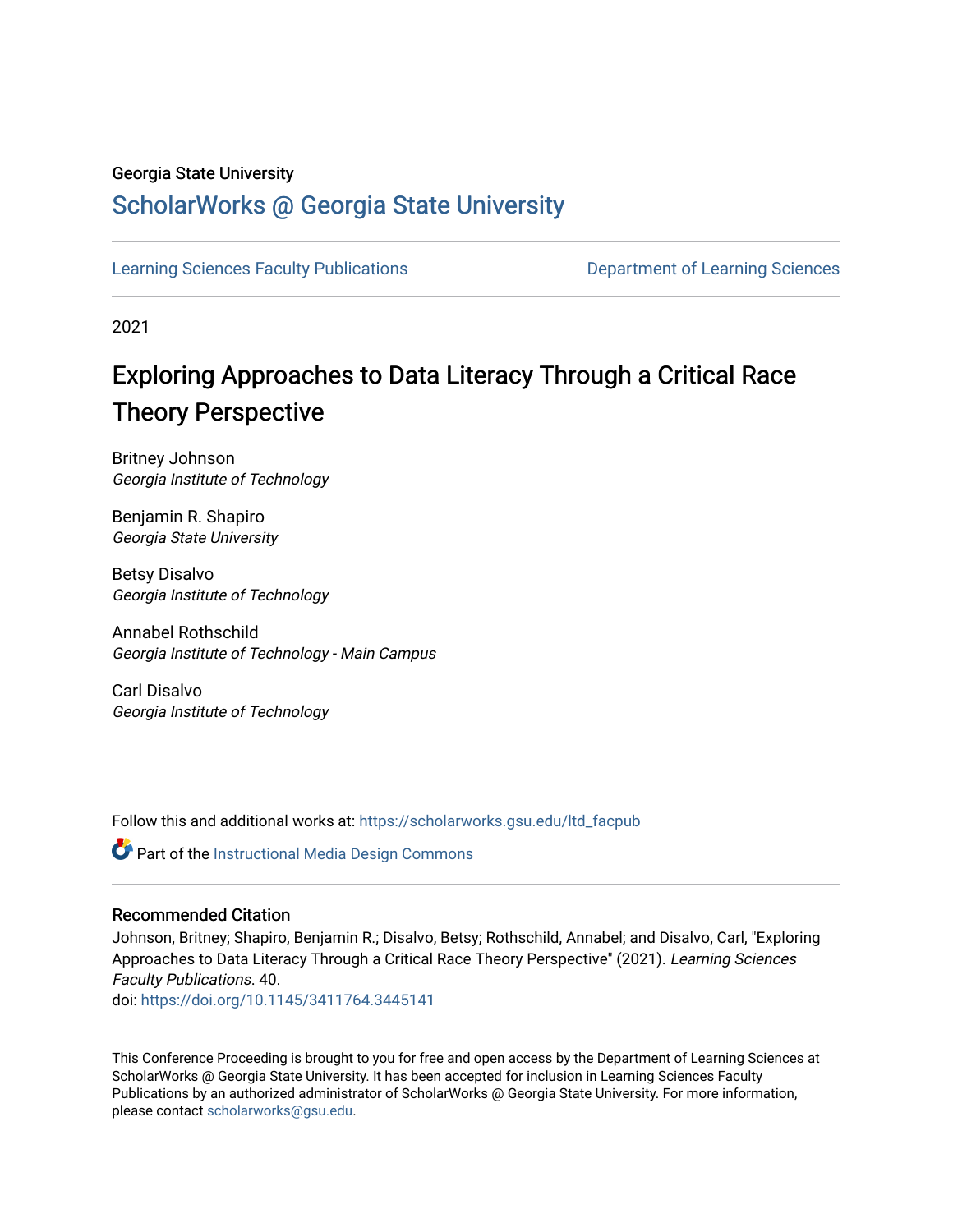Georgia State University

# ScholarWorks @ Georgia State University

Learning Sciences Faculty Publications

Department of Learning Sciences

2021

## Exploring Approaches to Data Literacy Through a Critical Race Theory Perspective

Britney Johnson
*Georgia Institute of Technology*

Benjamin R. Shapiro
*Georgia State University*

Betsy Disalvo
*Georgia Institute of Technology*

Annabel Rothschild
*Georgia Institute of Technology - Main Campus*

Carl Disalvo
*Georgia Institute of Technology*

Follow this and additional works at: https://scholarworks.gsu.edu/ltd_facpub

Part of the Instructional Media Design Commons

### Recommended Citation

Johnson, Britney; Shapiro, Benjamin R.; Disalvo, Betsy; Rothschild, Annabel; and Disalvo, Carl, "Exploring Approaches to Data Literacy Through a Critical Race Theory Perspective" (2021). *Learning Sciences Faculty Publications*. 40.
doi: https://doi.org/10.1145/3411764.3445141

This Conference Proceeding is brought to you for free and open access by the Department of Learning Sciences at ScholarWorks @ Georgia State University. It has been accepted for inclusion in Learning Sciences Faculty Publications by an authorized administrator of ScholarWorks @ Georgia State University. For more information, please contact scholarworks@gsu.edu.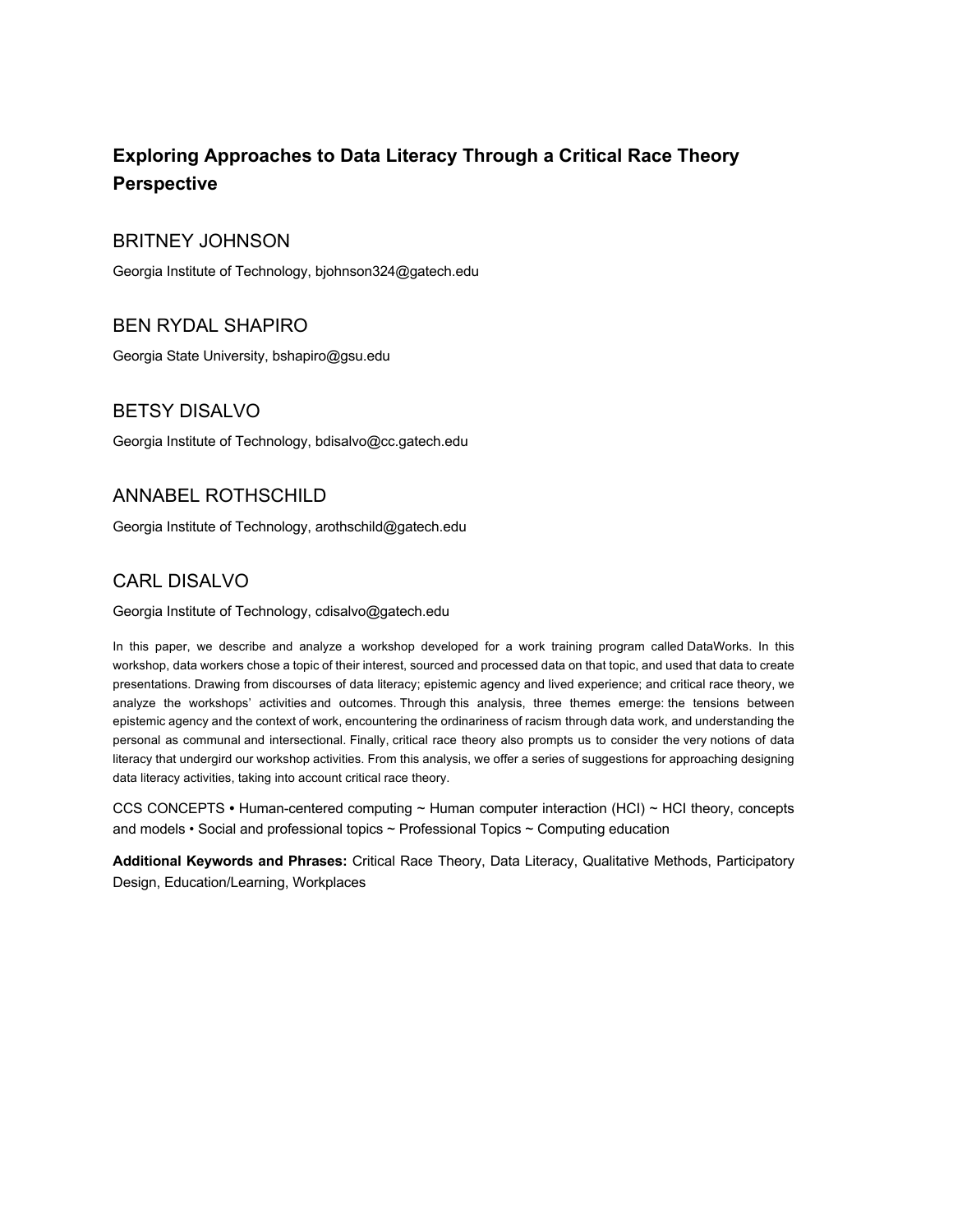# Exploring Approaches to Data Literacy Through a Critical Race Theory Perspective

BRITNEY JOHNSON

Georgia Institute of Technology, bjohnson324@gatech.edu

BEN RYDAL SHAPIRO

Georgia State University, bshapiro@gsu.edu

BETSY DISALVO

Georgia Institute of Technology, bdisalvo@cc.gatech.edu

ANNABEL ROTHSCHILD

Georgia Institute of Technology, arothschild@gatech.edu

CARL DISALVO

Georgia Institute of Technology, cdisalvo@gatech.edu

In this paper, we describe and analyze a workshop developed for a work training program called DataWorks. In this workshop, data workers chose a topic of their interest, sourced and processed data on that topic, and used that data to create presentations. Drawing from discourses of data literacy; epistemic agency and lived experience; and critical race theory, we analyze the workshops' activities and outcomes. Through this analysis, three themes emerge: the tensions between epistemic agency and the context of work, encountering the ordinariness of racism through data work, and understanding the personal as communal and intersectional. Finally, critical race theory also prompts us to consider the very notions of data literacy that undergird our workshop activities. From this analysis, we offer a series of suggestions for approaching designing data literacy activities, taking into account critical race theory.

CCS CONCEPTS • Human-centered computing ~ Human computer interaction (HCI) ~ HCI theory, concepts and models • Social and professional topics ~ Professional Topics ~ Computing education

**Additional Keywords and Phrases:** Critical Race Theory, Data Literacy, Qualitative Methods, Participatory Design, Education/Learning, Workplaces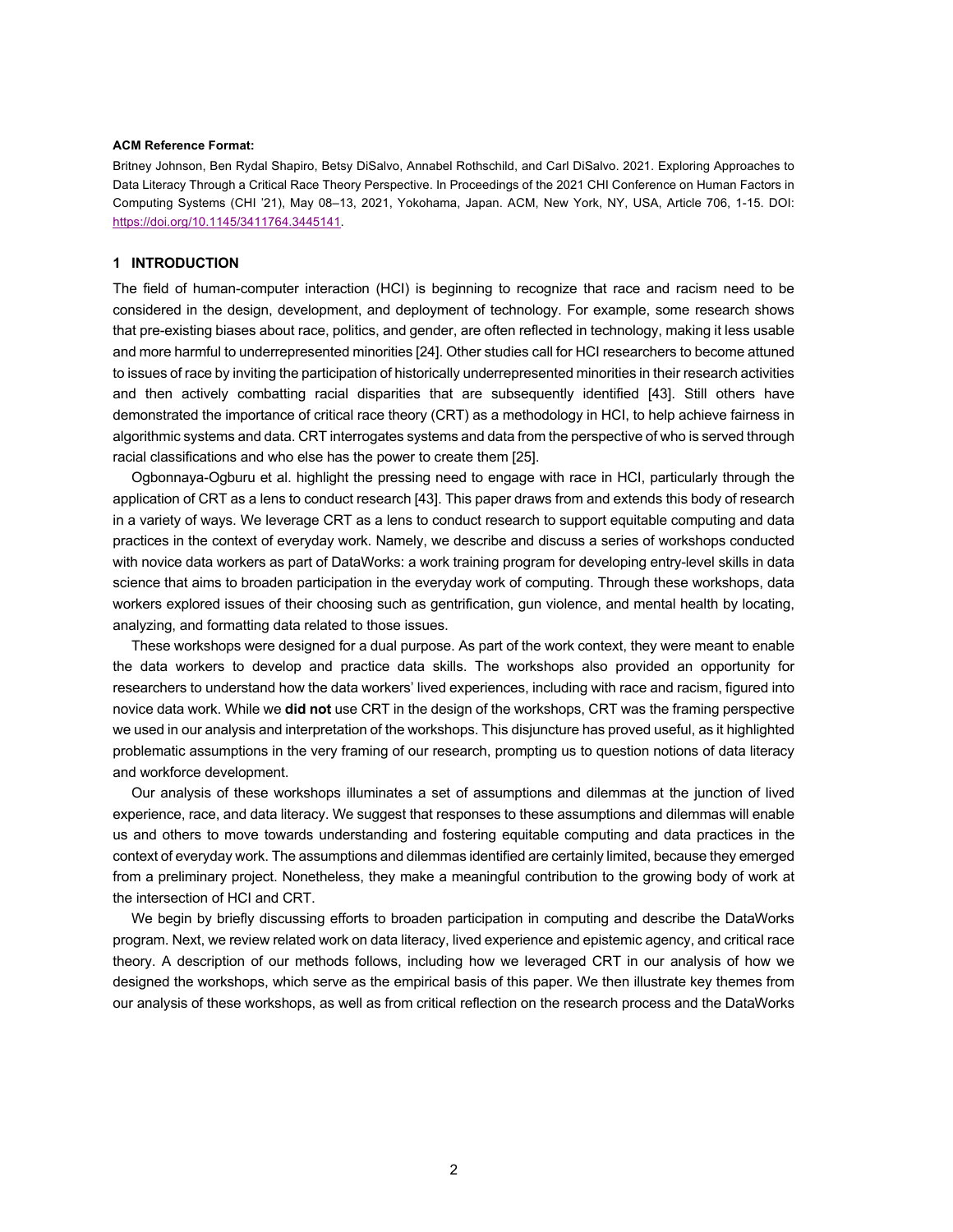**ACM Reference Format:**

Britney Johnson, Ben Rydal Shapiro, Betsy DiSalvo, Annabel Rothschild, and Carl DiSalvo. 2021. Exploring Approaches to Data Literacy Through a Critical Race Theory Perspective. In Proceedings of the 2021 CHI Conference on Human Factors in Computing Systems (CHI '21), May 08–13, 2021, Yokohama, Japan. ACM, New York, NY, USA, Article 706, 1-15. DOI: https://doi.org/10.1145/3411764.3445141.

## 1 INTRODUCTION

The field of human-computer interaction (HCI) is beginning to recognize that race and racism need to be considered in the design, development, and deployment of technology. For example, some research shows that pre-existing biases about race, politics, and gender, are often reflected in technology, making it less usable and more harmful to underrepresented minorities [24]. Other studies call for HCI researchers to become attuned to issues of race by inviting the participation of historically underrepresented minorities in their research activities and then actively combatting racial disparities that are subsequently identified [43]. Still others have demonstrated the importance of critical race theory (CRT) as a methodology in HCI, to help achieve fairness in algorithmic systems and data. CRT interrogates systems and data from the perspective of who is served through racial classifications and who else has the power to create them [25].

Ogbonnaya-Ogburu et al. highlight the pressing need to engage with race in HCI, particularly through the application of CRT as a lens to conduct research [43]. This paper draws from and extends this body of research in a variety of ways. We leverage CRT as a lens to conduct research to support equitable computing and data practices in the context of everyday work. Namely, we describe and discuss a series of workshops conducted with novice data workers as part of DataWorks: a work training program for developing entry-level skills in data science that aims to broaden participation in the everyday work of computing. Through these workshops, data workers explored issues of their choosing such as gentrification, gun violence, and mental health by locating, analyzing, and formatting data related to those issues.

These workshops were designed for a dual purpose. As part of the work context, they were meant to enable the data workers to develop and practice data skills. The workshops also provided an opportunity for researchers to understand how the data workers' lived experiences, including with race and racism, figured into novice data work. While we **did not** use CRT in the design of the workshops, CRT was the framing perspective we used in our analysis and interpretation of the workshops. This disjuncture has proved useful, as it highlighted problematic assumptions in the very framing of our research, prompting us to question notions of data literacy and workforce development.

Our analysis of these workshops illuminates a set of assumptions and dilemmas at the junction of lived experience, race, and data literacy. We suggest that responses to these assumptions and dilemmas will enable us and others to move towards understanding and fostering equitable computing and data practices in the context of everyday work. The assumptions and dilemmas identified are certainly limited, because they emerged from a preliminary project. Nonetheless, they make a meaningful contribution to the growing body of work at the intersection of HCI and CRT.

We begin by briefly discussing efforts to broaden participation in computing and describe the DataWorks program. Next, we review related work on data literacy, lived experience and epistemic agency, and critical race theory. A description of our methods follows, including how we leveraged CRT in our analysis of how we designed the workshops, which serve as the empirical basis of this paper. We then illustrate key themes from our analysis of these workshops, as well as from critical reflection on the research process and the DataWorks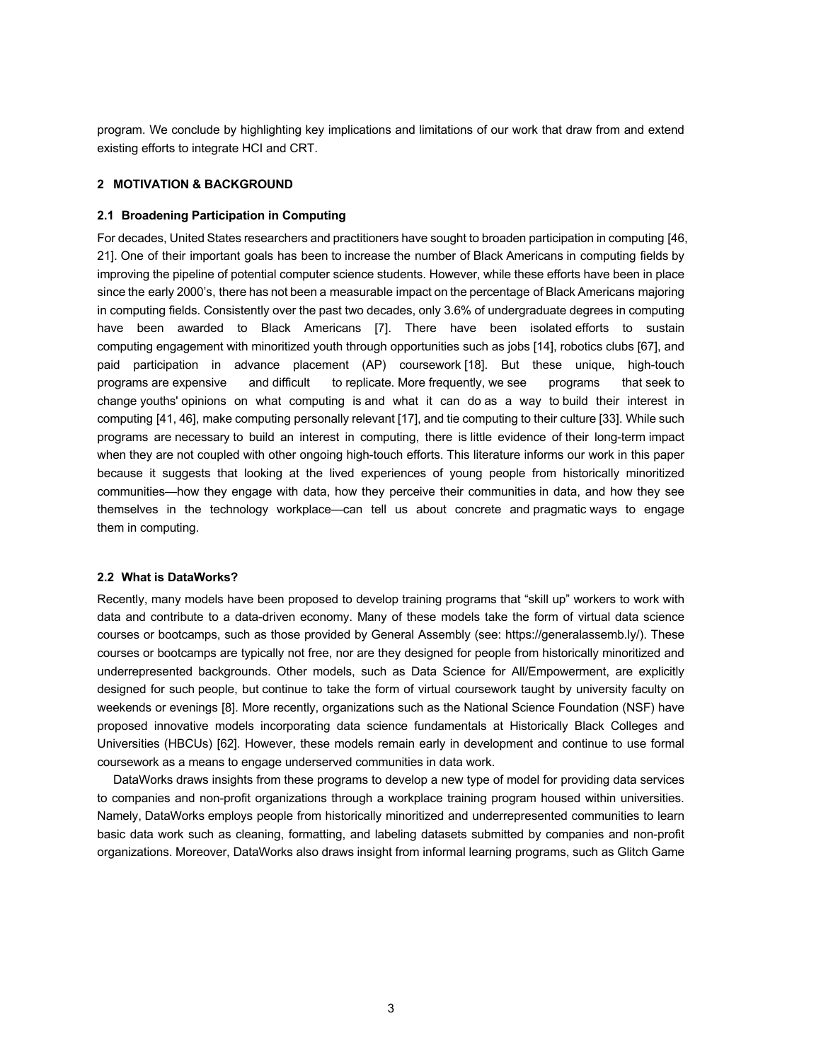program. We conclude by highlighting key implications and limitations of our work that draw from and extend existing efforts to integrate HCI and CRT.

## 2 MOTIVATION & BACKGROUND

### 2.1 Broadening Participation in Computing

For decades, United States researchers and practitioners have sought to broaden participation in computing [46, 21]. One of their important goals has been to increase the number of Black Americans in computing fields by improving the pipeline of potential computer science students. However, while these efforts have been in place since the early 2000's, there has not been a measurable impact on the percentage of Black Americans majoring in computing fields. Consistently over the past two decades, only 3.6% of undergraduate degrees in computing have been awarded to Black Americans [7]. There have been isolated efforts to sustain computing engagement with minoritized youth through opportunities such as jobs [14], robotics clubs [67], and paid participation in advance placement (AP) coursework [18]. But these unique, high-touch programs are expensive and difficult to replicate. More frequently, we see programs that seek to change youths' opinions on what computing is and what it can do as a way to build their interest in computing [41, 46], make computing personally relevant [17], and tie computing to their culture [33]. While such programs are necessary to build an interest in computing, there is little evidence of their long-term impact when they are not coupled with other ongoing high-touch efforts. This literature informs our work in this paper because it suggests that looking at the lived experiences of young people from historically minoritized communities—how they engage with data, how they perceive their communities in data, and how they see themselves in the technology workplace—can tell us about concrete and pragmatic ways to engage them in computing.

### 2.2 What is DataWorks?

Recently, many models have been proposed to develop training programs that "skill up" workers to work with data and contribute to a data-driven economy. Many of these models take the form of virtual data science courses or bootcamps, such as those provided by General Assembly (see: https://generalassemb.ly/). These courses or bootcamps are typically not free, nor are they designed for people from historically minoritized and underrepresented backgrounds. Other models, such as Data Science for All/Empowerment, are explicitly designed for such people, but continue to take the form of virtual coursework taught by university faculty on weekends or evenings [8]. More recently, organizations such as the National Science Foundation (NSF) have proposed innovative models incorporating data science fundamentals at Historically Black Colleges and Universities (HBCUs) [62]. However, these models remain early in development and continue to use formal coursework as a means to engage underserved communities in data work.

DataWorks draws insights from these programs to develop a new type of model for providing data services to companies and non-profit organizations through a workplace training program housed within universities. Namely, DataWorks employs people from historically minoritized and underrepresented communities to learn basic data work such as cleaning, formatting, and labeling datasets submitted by companies and non-profit organizations. Moreover, DataWorks also draws insight from informal learning programs, such as Glitch Game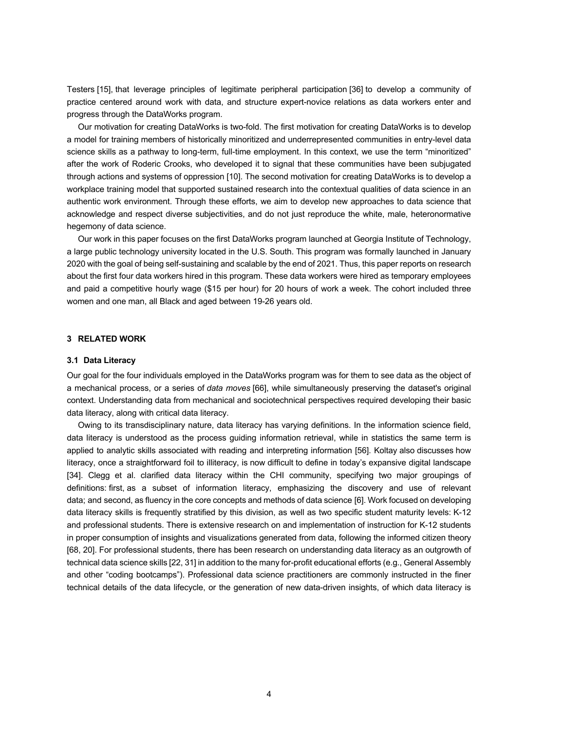Testers [15], that leverage principles of legitimate peripheral participation [36] to develop a community of practice centered around work with data, and structure expert-novice relations as data workers enter and progress through the DataWorks program.

Our motivation for creating DataWorks is two-fold. The first motivation for creating DataWorks is to develop a model for training members of historically minoritized and underrepresented communities in entry-level data science skills as a pathway to long-term, full-time employment. In this context, we use the term "minoritized" after the work of Roderic Crooks, who developed it to signal that these communities have been subjugated through actions and systems of oppression [10]. The second motivation for creating DataWorks is to develop a workplace training model that supported sustained research into the contextual qualities of data science in an authentic work environment. Through these efforts, we aim to develop new approaches to data science that acknowledge and respect diverse subjectivities, and do not just reproduce the white, male, heteronormative hegemony of data science.

Our work in this paper focuses on the first DataWorks program launched at Georgia Institute of Technology, a large public technology university located in the U.S. South. This program was formally launched in January 2020 with the goal of being self-sustaining and scalable by the end of 2021. Thus, this paper reports on research about the first four data workers hired in this program. These data workers were hired as temporary employees and paid a competitive hourly wage ($15 per hour) for 20 hours of work a week. The cohort included three women and one man, all Black and aged between 19-26 years old.

## 3 RELATED WORK

### 3.1 Data Literacy

Our goal for the four individuals employed in the DataWorks program was for them to see data as the object of a mechanical process, or a series of *data moves* [66], while simultaneously preserving the dataset's original context. Understanding data from mechanical and sociotechnical perspectives required developing their basic data literacy, along with critical data literacy.

Owing to its transdisciplinary nature, data literacy has varying definitions. In the information science field, data literacy is understood as the process guiding information retrieval, while in statistics the same term is applied to analytic skills associated with reading and interpreting information [56]. Koltay also discusses how literacy, once a straightforward foil to illiteracy, is now difficult to define in today's expansive digital landscape [34]. Clegg et al. clarified data literacy within the CHI community, specifying two major groupings of definitions: first, as a subset of information literacy, emphasizing the discovery and use of relevant data; and second, as fluency in the core concepts and methods of data science [6]. Work focused on developing data literacy skills is frequently stratified by this division, as well as two specific student maturity levels: K-12 and professional students. There is extensive research on and implementation of instruction for K-12 students in proper consumption of insights and visualizations generated from data, following the informed citizen theory [68, 20]. For professional students, there has been research on understanding data literacy as an outgrowth of technical data science skills [22, 31] in addition to the many for-profit educational efforts (e.g., General Assembly and other "coding bootcamps"). Professional data science practitioners are commonly instructed in the finer technical details of the data lifecycle, or the generation of new data-driven insights, of which data literacy is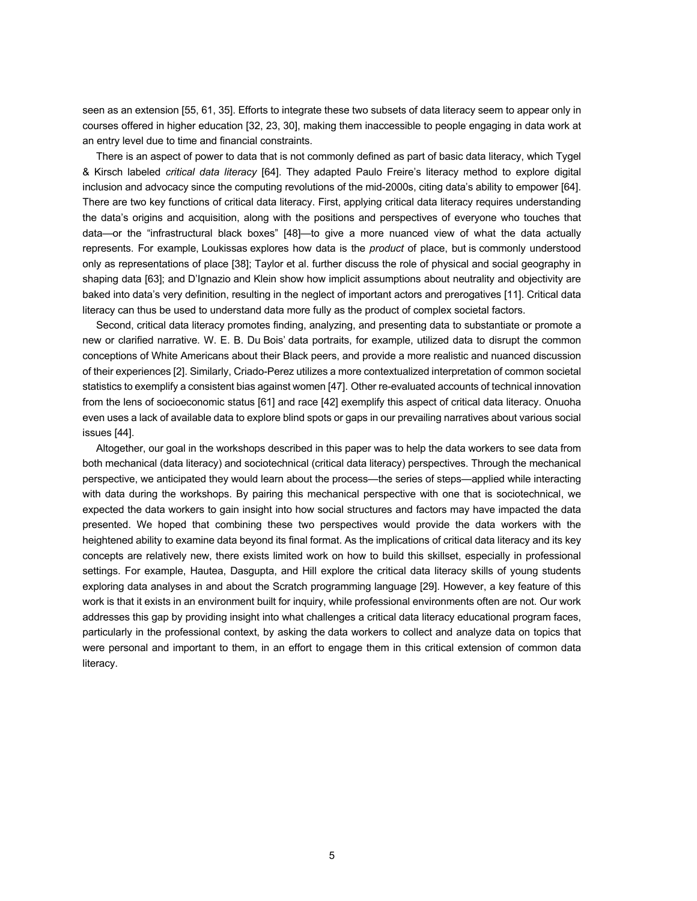seen as an extension [55, 61, 35]. Efforts to integrate these two subsets of data literacy seem to appear only in courses offered in higher education [32, 23, 30], making them inaccessible to people engaging in data work at an entry level due to time and financial constraints.

There is an aspect of power to data that is not commonly defined as part of basic data literacy, which Tygel & Kirsch labeled *critical data literacy* [64]. They adapted Paulo Freire's literacy method to explore digital inclusion and advocacy since the computing revolutions of the mid-2000s, citing data's ability to empower [64]. There are two key functions of critical data literacy. First, applying critical data literacy requires understanding the data's origins and acquisition, along with the positions and perspectives of everyone who touches that data—or the "infrastructural black boxes" [48]—to give a more nuanced view of what the data actually represents. For example, Loukissas explores how data is the *product* of place, but is commonly understood only as representations of place [38]; Taylor et al. further discuss the role of physical and social geography in shaping data [63]; and D'Ignazio and Klein show how implicit assumptions about neutrality and objectivity are baked into data's very definition, resulting in the neglect of important actors and prerogatives [11]. Critical data literacy can thus be used to understand data more fully as the product of complex societal factors.

Second, critical data literacy promotes finding, analyzing, and presenting data to substantiate or promote a new or clarified narrative. W. E. B. Du Bois' data portraits, for example, utilized data to disrupt the common conceptions of White Americans about their Black peers, and provide a more realistic and nuanced discussion of their experiences [2]. Similarly, Criado-Perez utilizes a more contextualized interpretation of common societal statistics to exemplify a consistent bias against women [47]. Other re-evaluated accounts of technical innovation from the lens of socioeconomic status [61] and race [42] exemplify this aspect of critical data literacy. Onuoha even uses a lack of available data to explore blind spots or gaps in our prevailing narratives about various social issues [44].

Altogether, our goal in the workshops described in this paper was to help the data workers to see data from both mechanical (data literacy) and sociotechnical (critical data literacy) perspectives. Through the mechanical perspective, we anticipated they would learn about the process—the series of steps—applied while interacting with data during the workshops. By pairing this mechanical perspective with one that is sociotechnical, we expected the data workers to gain insight into how social structures and factors may have impacted the data presented. We hoped that combining these two perspectives would provide the data workers with the heightened ability to examine data beyond its final format. As the implications of critical data literacy and its key concepts are relatively new, there exists limited work on how to build this skillset, especially in professional settings. For example, Hautea, Dasgupta, and Hill explore the critical data literacy skills of young students exploring data analyses in and about the Scratch programming language [29]. However, a key feature of this work is that it exists in an environment built for inquiry, while professional environments often are not. Our work addresses this gap by providing insight into what challenges a critical data literacy educational program faces, particularly in the professional context, by asking the data workers to collect and analyze data on topics that were personal and important to them, in an effort to engage them in this critical extension of common data literacy.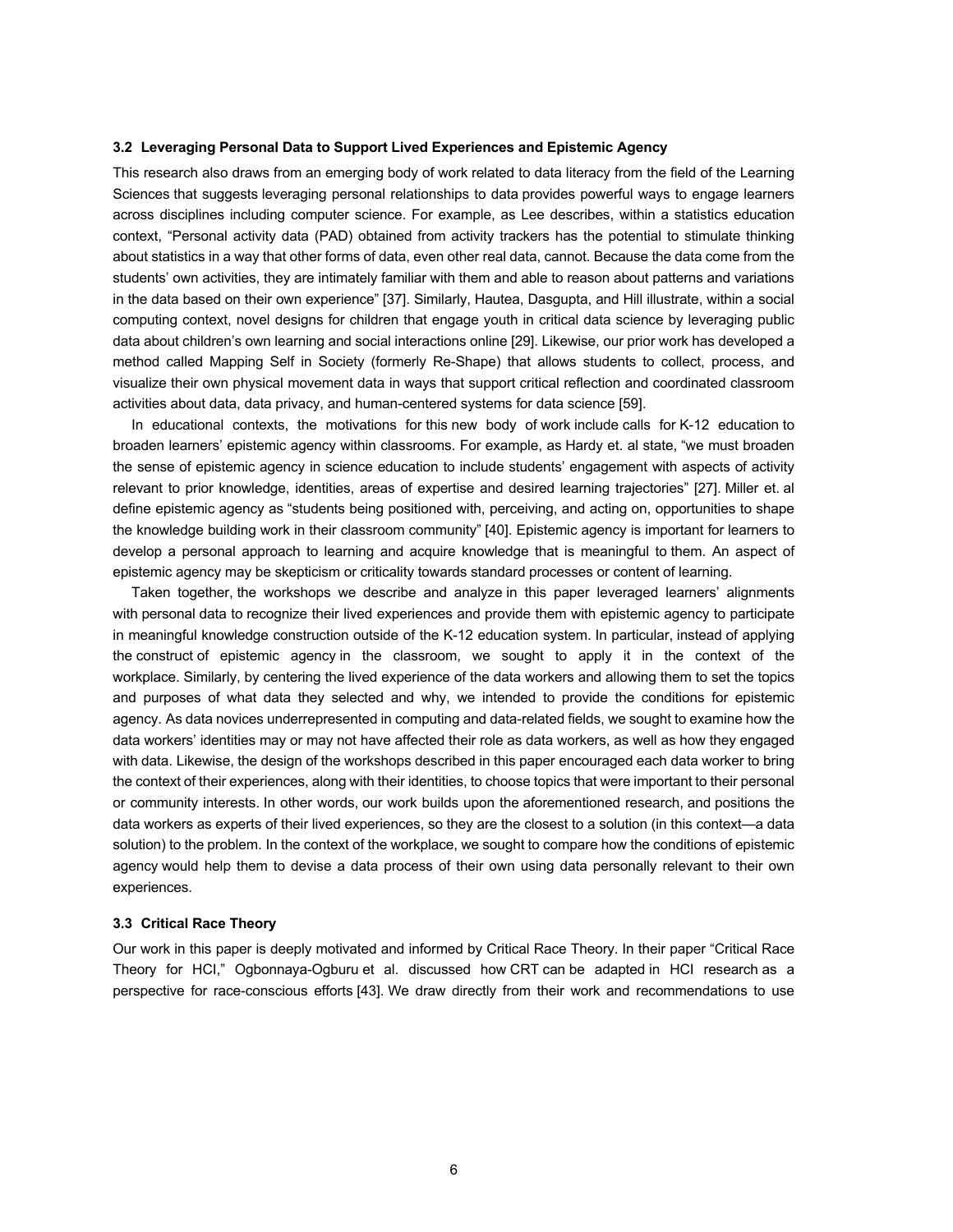### 3.2 Leveraging Personal Data to Support Lived Experiences and Epistemic Agency

This research also draws from an emerging body of work related to data literacy from the field of the Learning Sciences that suggests leveraging personal relationships to data provides powerful ways to engage learners across disciplines including computer science. For example, as Lee describes, within a statistics education context, "Personal activity data (PAD) obtained from activity trackers has the potential to stimulate thinking about statistics in a way that other forms of data, even other real data, cannot. Because the data come from the students' own activities, they are intimately familiar with them and able to reason about patterns and variations in the data based on their own experience" [37]. Similarly, Hautea, Dasgupta, and Hill illustrate, within a social computing context, novel designs for children that engage youth in critical data science by leveraging public data about children's own learning and social interactions online [29]. Likewise, our prior work has developed a method called Mapping Self in Society (formerly Re-Shape) that allows students to collect, process, and visualize their own physical movement data in ways that support critical reflection and coordinated classroom activities about data, data privacy, and human-centered systems for data science [59].

In educational contexts, the motivations for this new body of work include calls for K-12 education to broaden learners' epistemic agency within classrooms. For example, as Hardy et. al state, "we must broaden the sense of epistemic agency in science education to include students' engagement with aspects of activity relevant to prior knowledge, identities, areas of expertise and desired learning trajectories" [27]. Miller et. al define epistemic agency as "students being positioned with, perceiving, and acting on, opportunities to shape the knowledge building work in their classroom community" [40]. Epistemic agency is important for learners to develop a personal approach to learning and acquire knowledge that is meaningful to them. An aspect of epistemic agency may be skepticism or criticality towards standard processes or content of learning.

Taken together, the workshops we describe and analyze in this paper leveraged learners' alignments with personal data to recognize their lived experiences and provide them with epistemic agency to participate in meaningful knowledge construction outside of the K-12 education system. In particular, instead of applying the construct of epistemic agency in the classroom, we sought to apply it in the context of the workplace. Similarly, by centering the lived experience of the data workers and allowing them to set the topics and purposes of what data they selected and why, we intended to provide the conditions for epistemic agency. As data novices underrepresented in computing and data-related fields, we sought to examine how the data workers' identities may or may not have affected their role as data workers, as well as how they engaged with data. Likewise, the design of the workshops described in this paper encouraged each data worker to bring the context of their experiences, along with their identities, to choose topics that were important to their personal or community interests. In other words, our work builds upon the aforementioned research, and positions the data workers as experts of their lived experiences, so they are the closest to a solution (in this context—a data solution) to the problem. In the context of the workplace, we sought to compare how the conditions of epistemic agency would help them to devise a data process of their own using data personally relevant to their own experiences.

### 3.3 Critical Race Theory

Our work in this paper is deeply motivated and informed by Critical Race Theory. In their paper "Critical Race Theory for HCI," Ogbonnaya-Ogburu et al. discussed how CRT can be adapted in HCI research as a perspective for race-conscious efforts [43]. We draw directly from their work and recommendations to use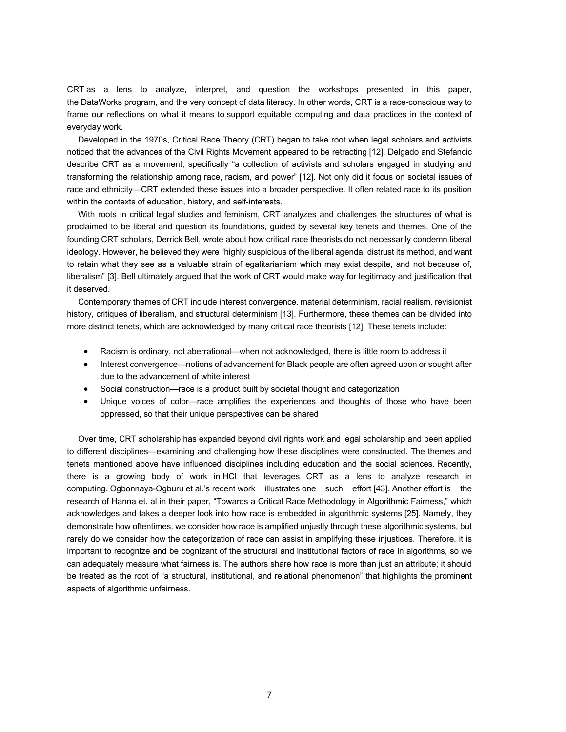CRT as a lens to analyze, interpret, and question the workshops presented in this paper, the DataWorks program, and the very concept of data literacy. In other words, CRT is a race-conscious way to frame our reflections on what it means to support equitable computing and data practices in the context of everyday work.

Developed in the 1970s, Critical Race Theory (CRT) began to take root when legal scholars and activists noticed that the advances of the Civil Rights Movement appeared to be retracting [12]. Delgado and Stefancic describe CRT as a movement, specifically "a collection of activists and scholars engaged in studying and transforming the relationship among race, racism, and power" [12]. Not only did it focus on societal issues of race and ethnicity—CRT extended these issues into a broader perspective. It often related race to its position within the contexts of education, history, and self-interests.

With roots in critical legal studies and feminism, CRT analyzes and challenges the structures of what is proclaimed to be liberal and question its foundations, guided by several key tenets and themes. One of the founding CRT scholars, Derrick Bell, wrote about how critical race theorists do not necessarily condemn liberal ideology. However, he believed they were "highly suspicious of the liberal agenda, distrust its method, and want to retain what they see as a valuable strain of egalitarianism which may exist despite, and not because of, liberalism" [3]. Bell ultimately argued that the work of CRT would make way for legitimacy and justification that it deserved.

Contemporary themes of CRT include interest convergence, material determinism, racial realism, revisionist history, critiques of liberalism, and structural determinism [13]. Furthermore, these themes can be divided into more distinct tenets, which are acknowledged by many critical race theorists [12]. These tenets include:

- Racism is ordinary, not aberrational—when not acknowledged, there is little room to address it
- Interest convergence—notions of advancement for Black people are often agreed upon or sought after due to the advancement of white interest
- Social construction—race is a product built by societal thought and categorization
- Unique voices of color—race amplifies the experiences and thoughts of those who have been oppressed, so that their unique perspectives can be shared

Over time, CRT scholarship has expanded beyond civil rights work and legal scholarship and been applied to different disciplines—examining and challenging how these disciplines were constructed. The themes and tenets mentioned above have influenced disciplines including education and the social sciences. Recently, there is a growing body of work in HCI that leverages CRT as a lens to analyze research in computing. Ogbonnaya-Ogburu et al.'s recent work illustrates one such effort [43]. Another effort is the research of Hanna et. al in their paper, "Towards a Critical Race Methodology in Algorithmic Fairness," which acknowledges and takes a deeper look into how race is embedded in algorithmic systems [25]. Namely, they demonstrate how oftentimes, we consider how race is amplified unjustly through these algorithmic systems, but rarely do we consider how the categorization of race can assist in amplifying these injustices. Therefore, it is important to recognize and be cognizant of the structural and institutional factors of race in algorithms, so we can adequately measure what fairness is. The authors share how race is more than just an attribute; it should be treated as the root of "a structural, institutional, and relational phenomenon" that highlights the prominent aspects of algorithmic unfairness.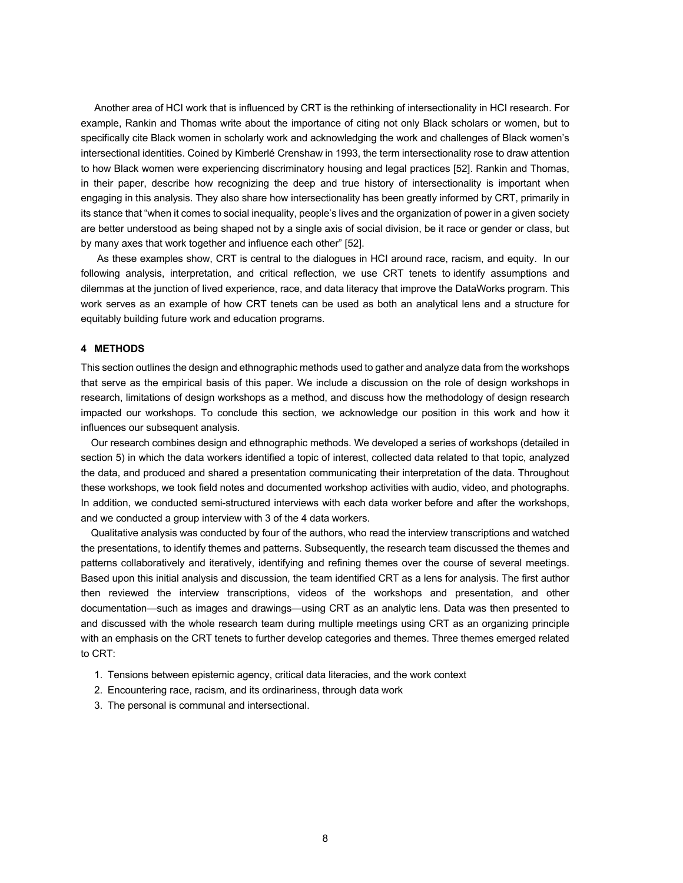Another area of HCI work that is influenced by CRT is the rethinking of intersectionality in HCI research. For example, Rankin and Thomas write about the importance of citing not only Black scholars or women, but to specifically cite Black women in scholarly work and acknowledging the work and challenges of Black women's intersectional identities. Coined by Kimberlé Crenshaw in 1993, the term intersectionality rose to draw attention to how Black women were experiencing discriminatory housing and legal practices [52]. Rankin and Thomas, in their paper, describe how recognizing the deep and true history of intersectionality is important when engaging in this analysis. They also share how intersectionality has been greatly informed by CRT, primarily in its stance that "when it comes to social inequality, people's lives and the organization of power in a given society are better understood as being shaped not by a single axis of social division, be it race or gender or class, but by many axes that work together and influence each other" [52].

As these examples show, CRT is central to the dialogues in HCI around race, racism, and equity. In our following analysis, interpretation, and critical reflection, we use CRT tenets to identify assumptions and dilemmas at the junction of lived experience, race, and data literacy that improve the DataWorks program. This work serves as an example of how CRT tenets can be used as both an analytical lens and a structure for equitably building future work and education programs.

## 4 METHODS

This section outlines the design and ethnographic methods used to gather and analyze data from the workshops that serve as the empirical basis of this paper. We include a discussion on the role of design workshops in research, limitations of design workshops as a method, and discuss how the methodology of design research impacted our workshops. To conclude this section, we acknowledge our position in this work and how it influences our subsequent analysis.

Our research combines design and ethnographic methods. We developed a series of workshops (detailed in section 5) in which the data workers identified a topic of interest, collected data related to that topic, analyzed the data, and produced and shared a presentation communicating their interpretation of the data. Throughout these workshops, we took field notes and documented workshop activities with audio, video, and photographs. In addition, we conducted semi-structured interviews with each data worker before and after the workshops, and we conducted a group interview with 3 of the 4 data workers.

Qualitative analysis was conducted by four of the authors, who read the interview transcriptions and watched the presentations, to identify themes and patterns. Subsequently, the research team discussed the themes and patterns collaboratively and iteratively, identifying and refining themes over the course of several meetings. Based upon this initial analysis and discussion, the team identified CRT as a lens for analysis. The first author then reviewed the interview transcriptions, videos of the workshops and presentation, and other documentation—such as images and drawings—using CRT as an analytic lens. Data was then presented to and discussed with the whole research team during multiple meetings using CRT as an organizing principle with an emphasis on the CRT tenets to further develop categories and themes. Three themes emerged related to CRT:

1. Tensions between epistemic agency, critical data literacies, and the work context
2. Encountering race, racism, and its ordinariness, through data work
3. The personal is communal and intersectional.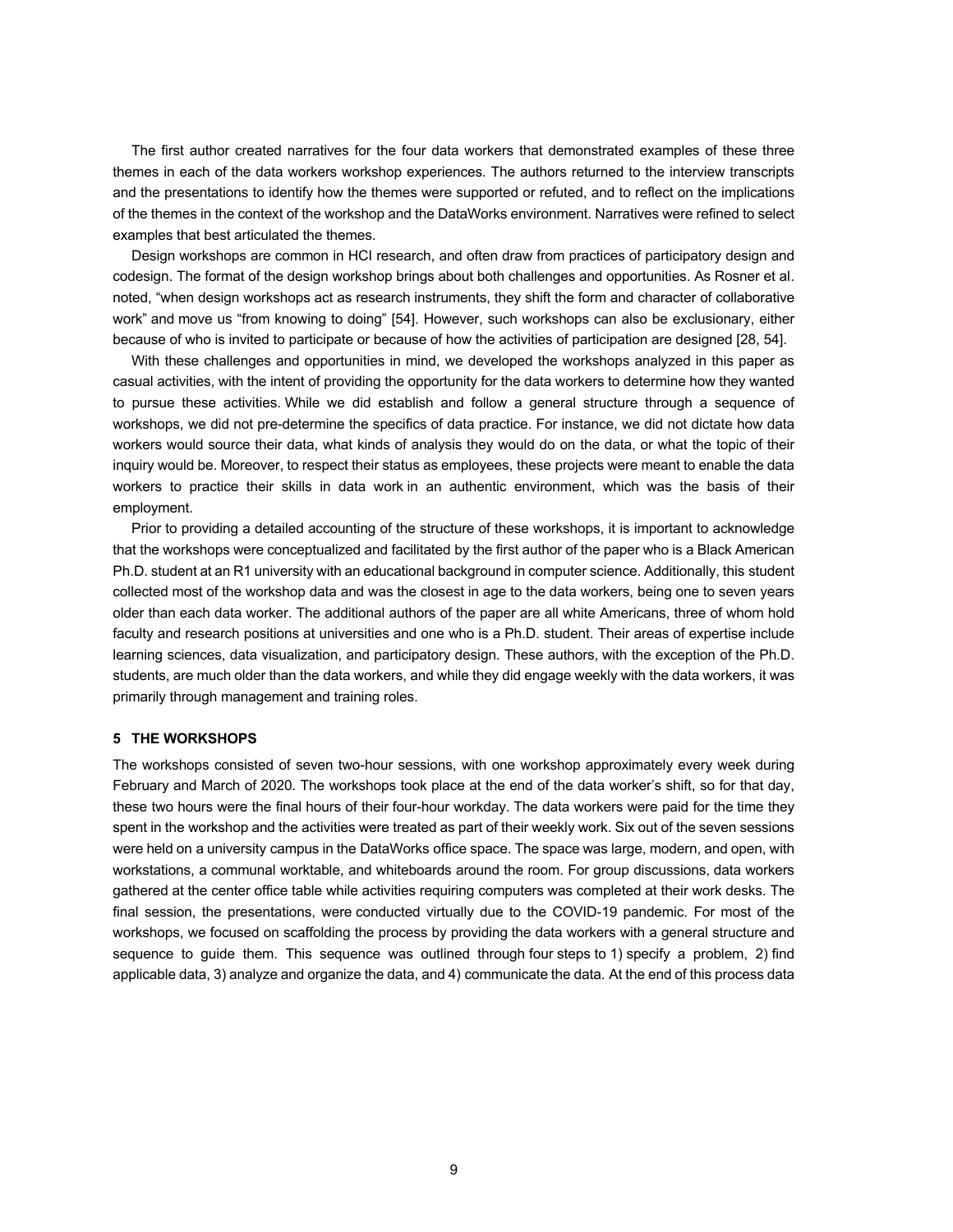The first author created narratives for the four data workers that demonstrated examples of these three themes in each of the data workers workshop experiences. The authors returned to the interview transcripts and the presentations to identify how the themes were supported or refuted, and to reflect on the implications of the themes in the context of the workshop and the DataWorks environment. Narratives were refined to select examples that best articulated the themes.

Design workshops are common in HCI research, and often draw from practices of participatory design and codesign. The format of the design workshop brings about both challenges and opportunities. As Rosner et al. noted, "when design workshops act as research instruments, they shift the form and character of collaborative work" and move us "from knowing to doing" [54]. However, such workshops can also be exclusionary, either because of who is invited to participate or because of how the activities of participation are designed [28, 54].

With these challenges and opportunities in mind, we developed the workshops analyzed in this paper as casual activities, with the intent of providing the opportunity for the data workers to determine how they wanted to pursue these activities. While we did establish and follow a general structure through a sequence of workshops, we did not pre-determine the specifics of data practice. For instance, we did not dictate how data workers would source their data, what kinds of analysis they would do on the data, or what the topic of their inquiry would be. Moreover, to respect their status as employees, these projects were meant to enable the data workers to practice their skills in data work in an authentic environment, which was the basis of their employment.

Prior to providing a detailed accounting of the structure of these workshops, it is important to acknowledge that the workshops were conceptualized and facilitated by the first author of the paper who is a Black American Ph.D. student at an R1 university with an educational background in computer science. Additionally, this student collected most of the workshop data and was the closest in age to the data workers, being one to seven years older than each data worker. The additional authors of the paper are all white Americans, three of whom hold faculty and research positions at universities and one who is a Ph.D. student. Their areas of expertise include learning sciences, data visualization, and participatory design. These authors, with the exception of the Ph.D. students, are much older than the data workers, and while they did engage weekly with the data workers, it was primarily through management and training roles.

## 5 THE WORKSHOPS

The workshops consisted of seven two-hour sessions, with one workshop approximately every week during February and March of 2020. The workshops took place at the end of the data worker's shift, so for that day, these two hours were the final hours of their four-hour workday. The data workers were paid for the time they spent in the workshop and the activities were treated as part of their weekly work. Six out of the seven sessions were held on a university campus in the DataWorks office space. The space was large, modern, and open, with workstations, a communal worktable, and whiteboards around the room. For group discussions, data workers gathered at the center office table while activities requiring computers was completed at their work desks. The final session, the presentations, were conducted virtually due to the COVID-19 pandemic. For most of the workshops, we focused on scaffolding the process by providing the data workers with a general structure and sequence to guide them. This sequence was outlined through four steps to 1) specify a problem, 2) find applicable data, 3) analyze and organize the data, and 4) communicate the data. At the end of this process data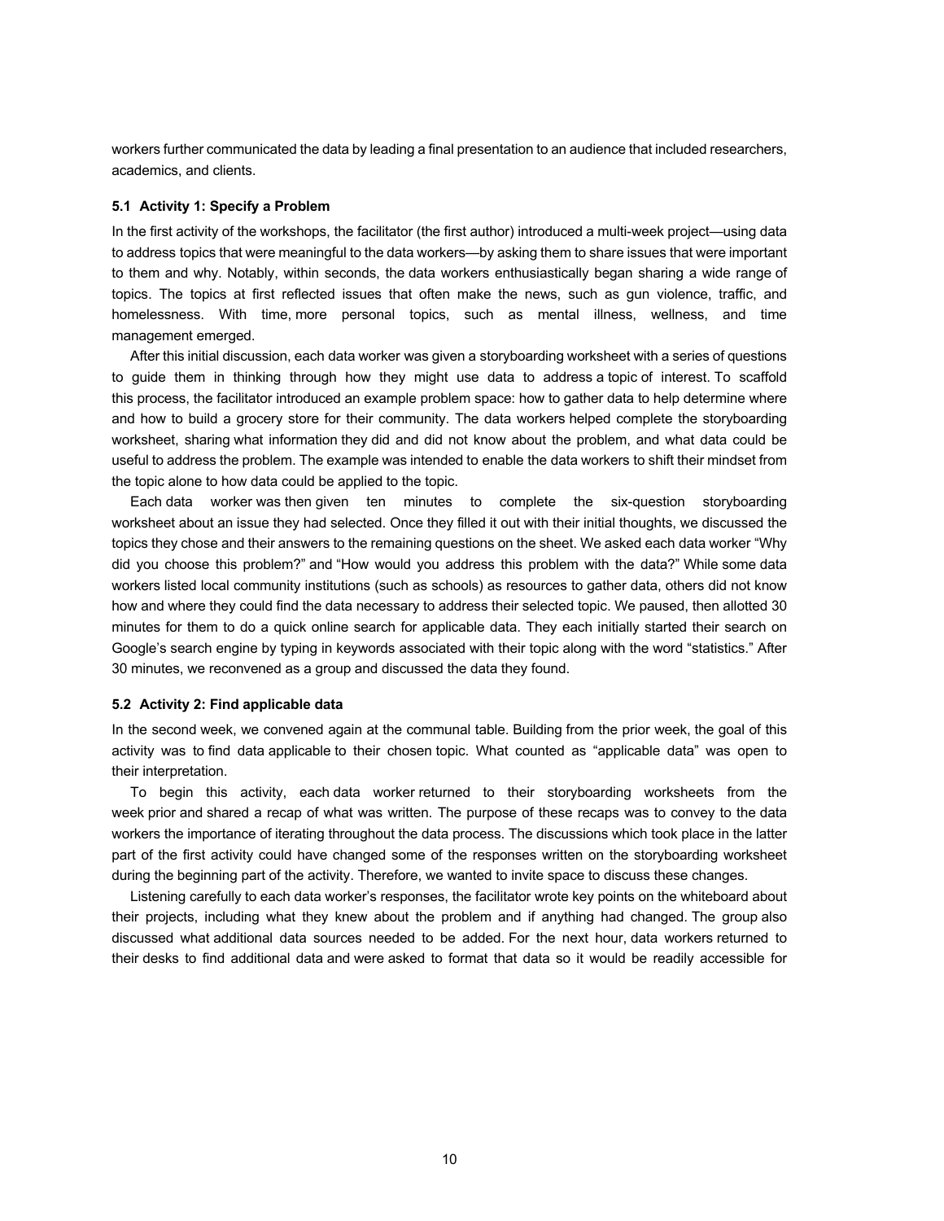workers further communicated the data by leading a final presentation to an audience that included researchers, academics, and clients.

### 5.1 Activity 1: Specify a Problem

In the first activity of the workshops, the facilitator (the first author) introduced a multi-week project—using data to address topics that were meaningful to the data workers—by asking them to share issues that were important to them and why. Notably, within seconds, the data workers enthusiastically began sharing a wide range of topics. The topics at first reflected issues that often make the news, such as gun violence, traffic, and homelessness. With time, more personal topics, such as mental illness, wellness, and time management emerged.

After this initial discussion, each data worker was given a storyboarding worksheet with a series of questions to guide them in thinking through how they might use data to address a topic of interest. To scaffold this process, the facilitator introduced an example problem space: how to gather data to help determine where and how to build a grocery store for their community. The data workers helped complete the storyboarding worksheet, sharing what information they did and did not know about the problem, and what data could be useful to address the problem. The example was intended to enable the data workers to shift their mindset from the topic alone to how data could be applied to the topic.

Each data worker was then given ten minutes to complete the six-question storyboarding worksheet about an issue they had selected. Once they filled it out with their initial thoughts, we discussed the topics they chose and their answers to the remaining questions on the sheet. We asked each data worker "Why did you choose this problem?" and "How would you address this problem with the data?" While some data workers listed local community institutions (such as schools) as resources to gather data, others did not know how and where they could find the data necessary to address their selected topic. We paused, then allotted 30 minutes for them to do a quick online search for applicable data. They each initially started their search on Google's search engine by typing in keywords associated with their topic along with the word "statistics." After 30 minutes, we reconvened as a group and discussed the data they found.

### 5.2 Activity 2: Find applicable data

In the second week, we convened again at the communal table. Building from the prior week, the goal of this activity was to find data applicable to their chosen topic. What counted as "applicable data" was open to their interpretation.

To begin this activity, each data worker returned to their storyboarding worksheets from the week prior and shared a recap of what was written. The purpose of these recaps was to convey to the data workers the importance of iterating throughout the data process. The discussions which took place in the latter part of the first activity could have changed some of the responses written on the storyboarding worksheet during the beginning part of the activity. Therefore, we wanted to invite space to discuss these changes.

Listening carefully to each data worker's responses, the facilitator wrote key points on the whiteboard about their projects, including what they knew about the problem and if anything had changed. The group also discussed what additional data sources needed to be added. For the next hour, data workers returned to their desks to find additional data and were asked to format that data so it would be readily accessible for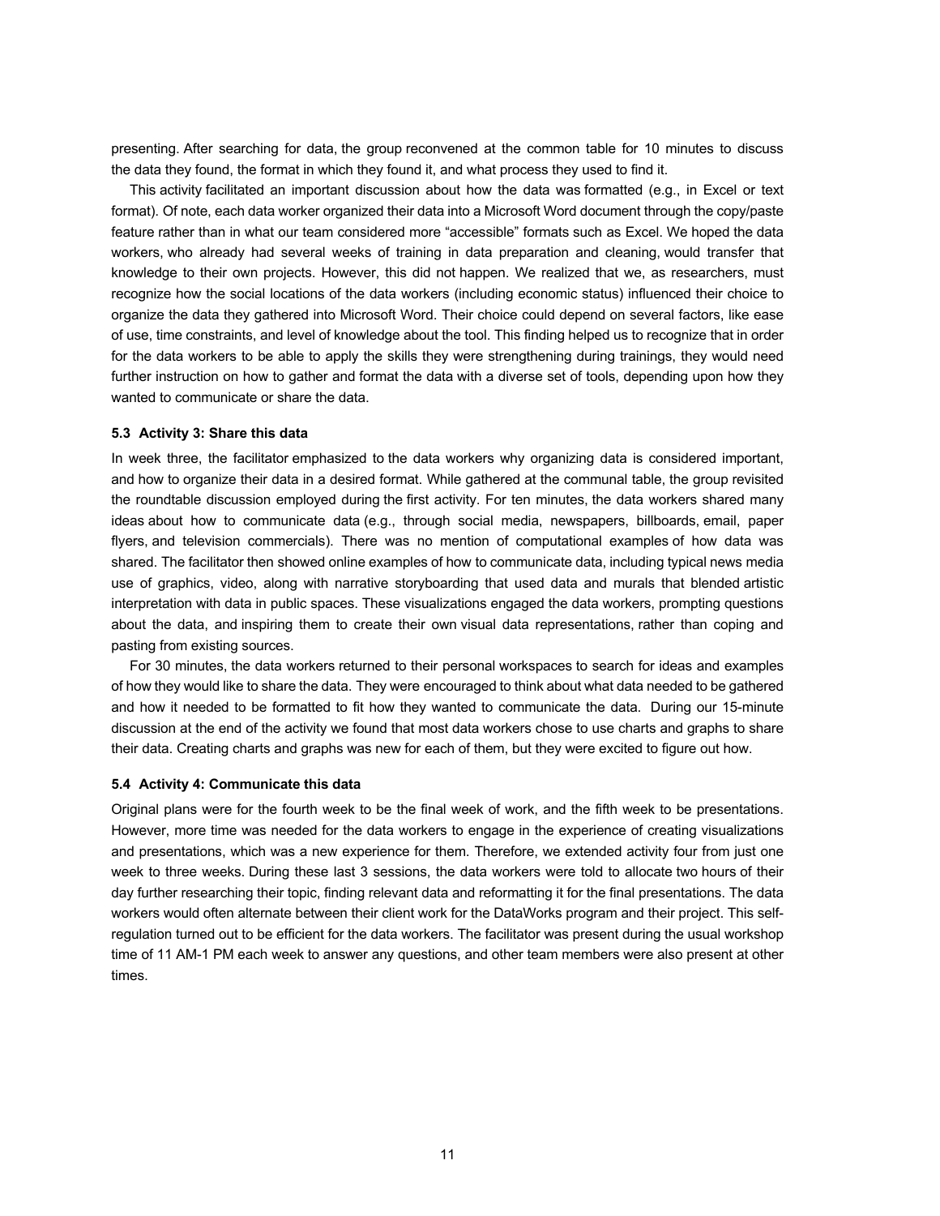presenting. After searching for data, the group reconvened at the common table for 10 minutes to discuss the data they found, the format in which they found it, and what process they used to find it.

This activity facilitated an important discussion about how the data was formatted (e.g., in Excel or text format). Of note, each data worker organized their data into a Microsoft Word document through the copy/paste feature rather than in what our team considered more "accessible" formats such as Excel. We hoped the data workers, who already had several weeks of training in data preparation and cleaning, would transfer that knowledge to their own projects. However, this did not happen. We realized that we, as researchers, must recognize how the social locations of the data workers (including economic status) influenced their choice to organize the data they gathered into Microsoft Word. Their choice could depend on several factors, like ease of use, time constraints, and level of knowledge about the tool. This finding helped us to recognize that in order for the data workers to be able to apply the skills they were strengthening during trainings, they would need further instruction on how to gather and format the data with a diverse set of tools, depending upon how they wanted to communicate or share the data.

### 5.3 Activity 3: Share this data

In week three, the facilitator emphasized to the data workers why organizing data is considered important, and how to organize their data in a desired format. While gathered at the communal table, the group revisited the roundtable discussion employed during the first activity. For ten minutes, the data workers shared many ideas about how to communicate data (e.g., through social media, newspapers, billboards, email, paper flyers, and television commercials). There was no mention of computational examples of how data was shared. The facilitator then showed online examples of how to communicate data, including typical news media use of graphics, video, along with narrative storyboarding that used data and murals that blended artistic interpretation with data in public spaces. These visualizations engaged the data workers, prompting questions about the data, and inspiring them to create their own visual data representations, rather than coping and pasting from existing sources.

For 30 minutes, the data workers returned to their personal workspaces to search for ideas and examples of how they would like to share the data. They were encouraged to think about what data needed to be gathered and how it needed to be formatted to fit how they wanted to communicate the data. During our 15-minute discussion at the end of the activity we found that most data workers chose to use charts and graphs to share their data. Creating charts and graphs was new for each of them, but they were excited to figure out how.

### 5.4 Activity 4: Communicate this data

Original plans were for the fourth week to be the final week of work, and the fifth week to be presentations. However, more time was needed for the data workers to engage in the experience of creating visualizations and presentations, which was a new experience for them. Therefore, we extended activity four from just one week to three weeks. During these last 3 sessions, the data workers were told to allocate two hours of their day further researching their topic, finding relevant data and reformatting it for the final presentations. The data workers would often alternate between their client work for the DataWorks program and their project. This self-regulation turned out to be efficient for the data workers. The facilitator was present during the usual workshop time of 11 AM-1 PM each week to answer any questions, and other team members were also present at other times.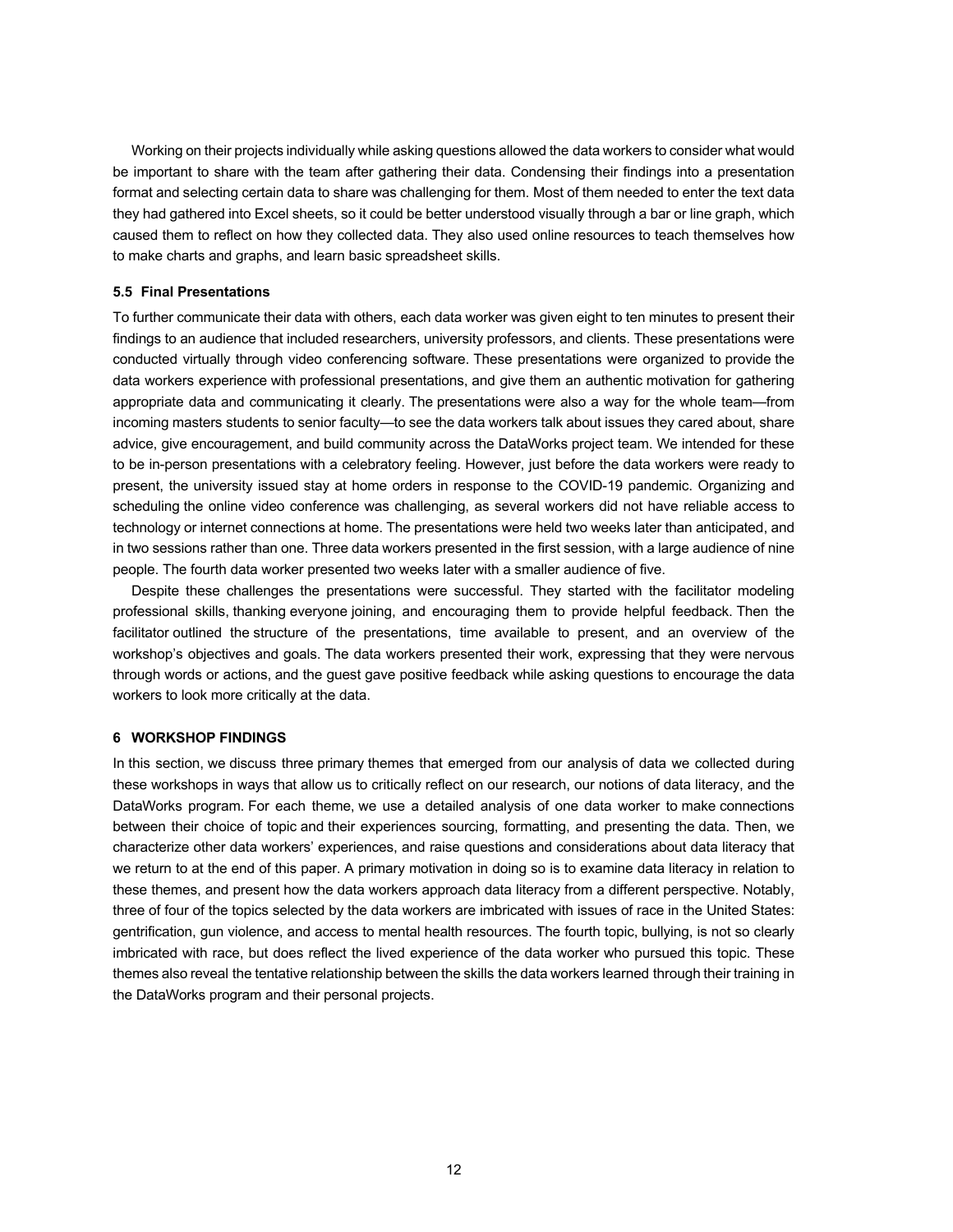Working on their projects individually while asking questions allowed the data workers to consider what would be important to share with the team after gathering their data. Condensing their findings into a presentation format and selecting certain data to share was challenging for them. Most of them needed to enter the text data they had gathered into Excel sheets, so it could be better understood visually through a bar or line graph, which caused them to reflect on how they collected data. They also used online resources to teach themselves how to make charts and graphs, and learn basic spreadsheet skills.

### 5.5 Final Presentations

To further communicate their data with others, each data worker was given eight to ten minutes to present their findings to an audience that included researchers, university professors, and clients. These presentations were conducted virtually through video conferencing software. These presentations were organized to provide the data workers experience with professional presentations, and give them an authentic motivation for gathering appropriate data and communicating it clearly. The presentations were also a way for the whole team—from incoming masters students to senior faculty—to see the data workers talk about issues they cared about, share advice, give encouragement, and build community across the DataWorks project team. We intended for these to be in-person presentations with a celebratory feeling. However, just before the data workers were ready to present, the university issued stay at home orders in response to the COVID-19 pandemic. Organizing and scheduling the online video conference was challenging, as several workers did not have reliable access to technology or internet connections at home. The presentations were held two weeks later than anticipated, and in two sessions rather than one. Three data workers presented in the first session, with a large audience of nine people. The fourth data worker presented two weeks later with a smaller audience of five.

Despite these challenges the presentations were successful. They started with the facilitator modeling professional skills, thanking everyone joining, and encouraging them to provide helpful feedback. Then the facilitator outlined the structure of the presentations, time available to present, and an overview of the workshop's objectives and goals. The data workers presented their work, expressing that they were nervous through words or actions, and the guest gave positive feedback while asking questions to encourage the data workers to look more critically at the data.

## 6 WORKSHOP FINDINGS

In this section, we discuss three primary themes that emerged from our analysis of data we collected during these workshops in ways that allow us to critically reflect on our research, our notions of data literacy, and the DataWorks program. For each theme, we use a detailed analysis of one data worker to make connections between their choice of topic and their experiences sourcing, formatting, and presenting the data. Then, we characterize other data workers' experiences, and raise questions and considerations about data literacy that we return to at the end of this paper. A primary motivation in doing so is to examine data literacy in relation to these themes, and present how the data workers approach data literacy from a different perspective. Notably, three of four of the topics selected by the data workers are imbricated with issues of race in the United States: gentrification, gun violence, and access to mental health resources. The fourth topic, bullying, is not so clearly imbricated with race, but does reflect the lived experience of the data worker who pursued this topic. These themes also reveal the tentative relationship between the skills the data workers learned through their training in the DataWorks program and their personal projects.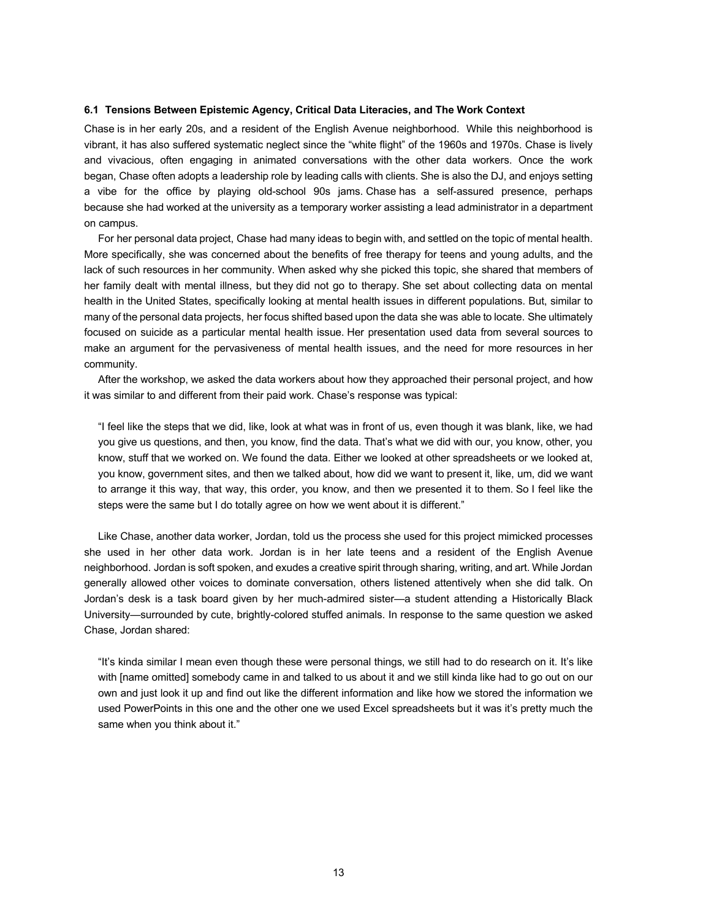### 6.1 Tensions Between Epistemic Agency, Critical Data Literacies, and The Work Context

Chase is in her early 20s, and a resident of the English Avenue neighborhood. While this neighborhood is vibrant, it has also suffered systematic neglect since the "white flight" of the 1960s and 1970s. Chase is lively and vivacious, often engaging in animated conversations with the other data workers. Once the work began, Chase often adopts a leadership role by leading calls with clients. She is also the DJ, and enjoys setting a vibe for the office by playing old-school 90s jams. Chase has a self-assured presence, perhaps because she had worked at the university as a temporary worker assisting a lead administrator in a department on campus.

For her personal data project, Chase had many ideas to begin with, and settled on the topic of mental health. More specifically, she was concerned about the benefits of free therapy for teens and young adults, and the lack of such resources in her community. When asked why she picked this topic, she shared that members of her family dealt with mental illness, but they did not go to therapy. She set about collecting data on mental health in the United States, specifically looking at mental health issues in different populations. But, similar to many of the personal data projects, her focus shifted based upon the data she was able to locate. She ultimately focused on suicide as a particular mental health issue. Her presentation used data from several sources to make an argument for the pervasiveness of mental health issues, and the need for more resources in her community.

After the workshop, we asked the data workers about how they approached their personal project, and how it was similar to and different from their paid work. Chase's response was typical:

> "I feel like the steps that we did, like, look at what was in front of us, even though it was blank, like, we had you give us questions, and then, you know, find the data. That's what we did with our, you know, other, you know, stuff that we worked on. We found the data. Either we looked at other spreadsheets or we looked at, you know, government sites, and then we talked about, how did we want to present it, like, um, did we want to arrange it this way, that way, this order, you know, and then we presented it to them. So I feel like the steps were the same but I do totally agree on how we went about it is different."

Like Chase, another data worker, Jordan, told us the process she used for this project mimicked processes she used in her other data work. Jordan is in her late teens and a resident of the English Avenue neighborhood. Jordan is soft spoken, and exudes a creative spirit through sharing, writing, and art. While Jordan generally allowed other voices to dominate conversation, others listened attentively when she did talk. On Jordan's desk is a task board given by her much-admired sister—a student attending a Historically Black University—surrounded by cute, brightly-colored stuffed animals. In response to the same question we asked Chase, Jordan shared:

> "It's kinda similar I mean even though these were personal things, we still had to do research on it. It's like with [name omitted] somebody came in and talked to us about it and we still kinda like had to go out on our own and just look it up and find out like the different information and like how we stored the information we used PowerPoints in this one and the other one we used Excel spreadsheets but it was it's pretty much the same when you think about it."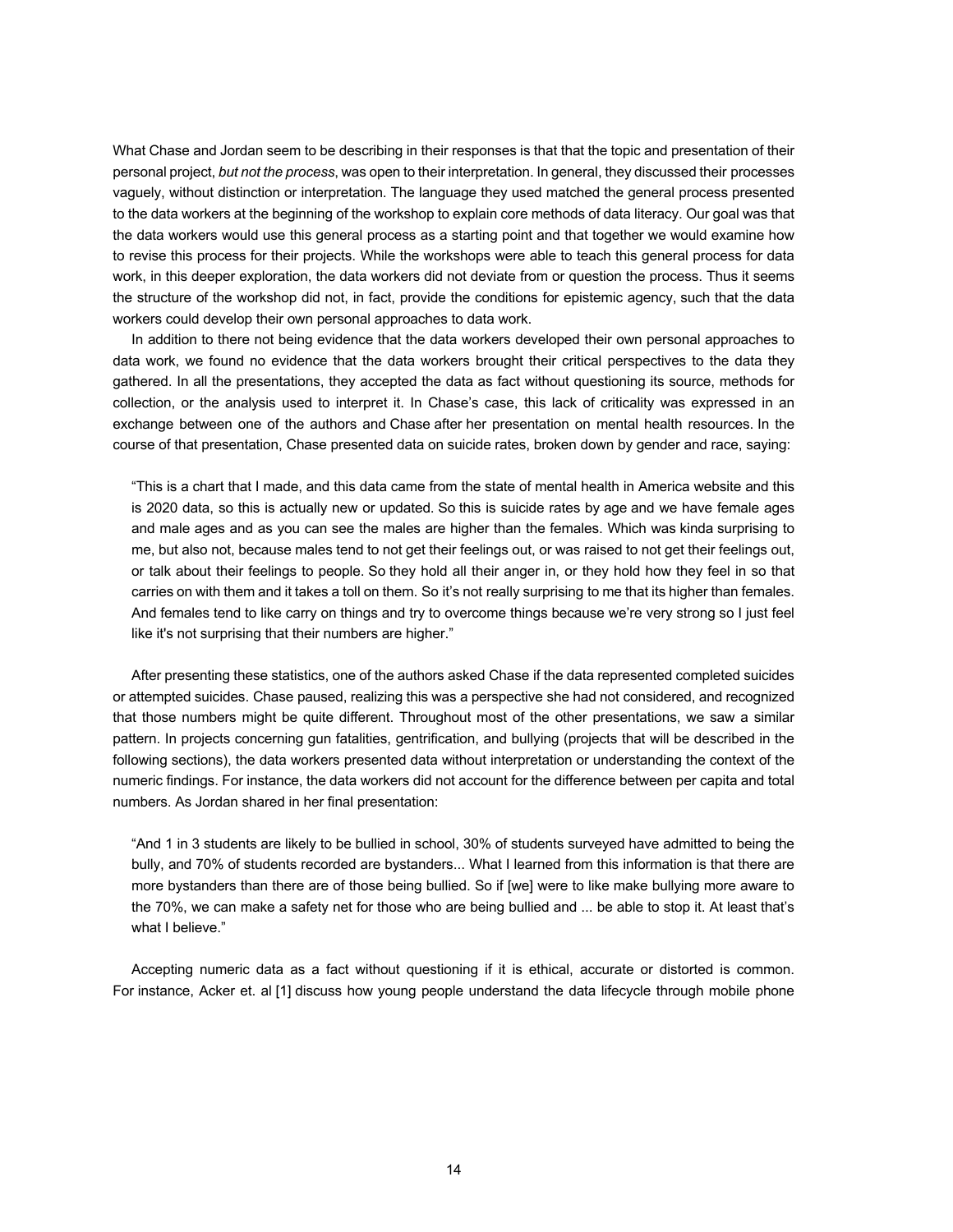What Chase and Jordan seem to be describing in their responses is that that the topic and presentation of their personal project, *but not the process*, was open to their interpretation. In general, they discussed their processes vaguely, without distinction or interpretation. The language they used matched the general process presented to the data workers at the beginning of the workshop to explain core methods of data literacy. Our goal was that the data workers would use this general process as a starting point and that together we would examine how to revise this process for their projects. While the workshops were able to teach this general process for data work, in this deeper exploration, the data workers did not deviate from or question the process. Thus it seems the structure of the workshop did not, in fact, provide the conditions for epistemic agency, such that the data workers could develop their own personal approaches to data work.

In addition to there not being evidence that the data workers developed their own personal approaches to data work, we found no evidence that the data workers brought their critical perspectives to the data they gathered. In all the presentations, they accepted the data as fact without questioning its source, methods for collection, or the analysis used to interpret it. In Chase's case, this lack of criticality was expressed in an exchange between one of the authors and Chase after her presentation on mental health resources. In the course of that presentation, Chase presented data on suicide rates, broken down by gender and race, saying:

> "This is a chart that I made, and this data came from the state of mental health in America website and this is 2020 data, so this is actually new or updated. So this is suicide rates by age and we have female ages and male ages and as you can see the males are higher than the females. Which was kinda surprising to me, but also not, because males tend to not get their feelings out, or was raised to not get their feelings out, or talk about their feelings to people. So they hold all their anger in, or they hold how they feel in so that carries on with them and it takes a toll on them. So it's not really surprising to me that its higher than females. And females tend to like carry on things and try to overcome things because we're very strong so I just feel like it's not surprising that their numbers are higher."

After presenting these statistics, one of the authors asked Chase if the data represented completed suicides or attempted suicides. Chase paused, realizing this was a perspective she had not considered, and recognized that those numbers might be quite different. Throughout most of the other presentations, we saw a similar pattern. In projects concerning gun fatalities, gentrification, and bullying (projects that will be described in the following sections), the data workers presented data without interpretation or understanding the context of the numeric findings. For instance, the data workers did not account for the difference between per capita and total numbers. As Jordan shared in her final presentation:

> "And 1 in 3 students are likely to be bullied in school, 30% of students surveyed have admitted to being the bully, and 70% of students recorded are bystanders... What I learned from this information is that there are more bystanders than there are of those being bullied. So if [we] were to like make bullying more aware to the 70%, we can make a safety net for those who are being bullied and ... be able to stop it. At least that's what I believe."

Accepting numeric data as a fact without questioning if it is ethical, accurate or distorted is common. For instance, Acker et. al [1] discuss how young people understand the data lifecycle through mobile phone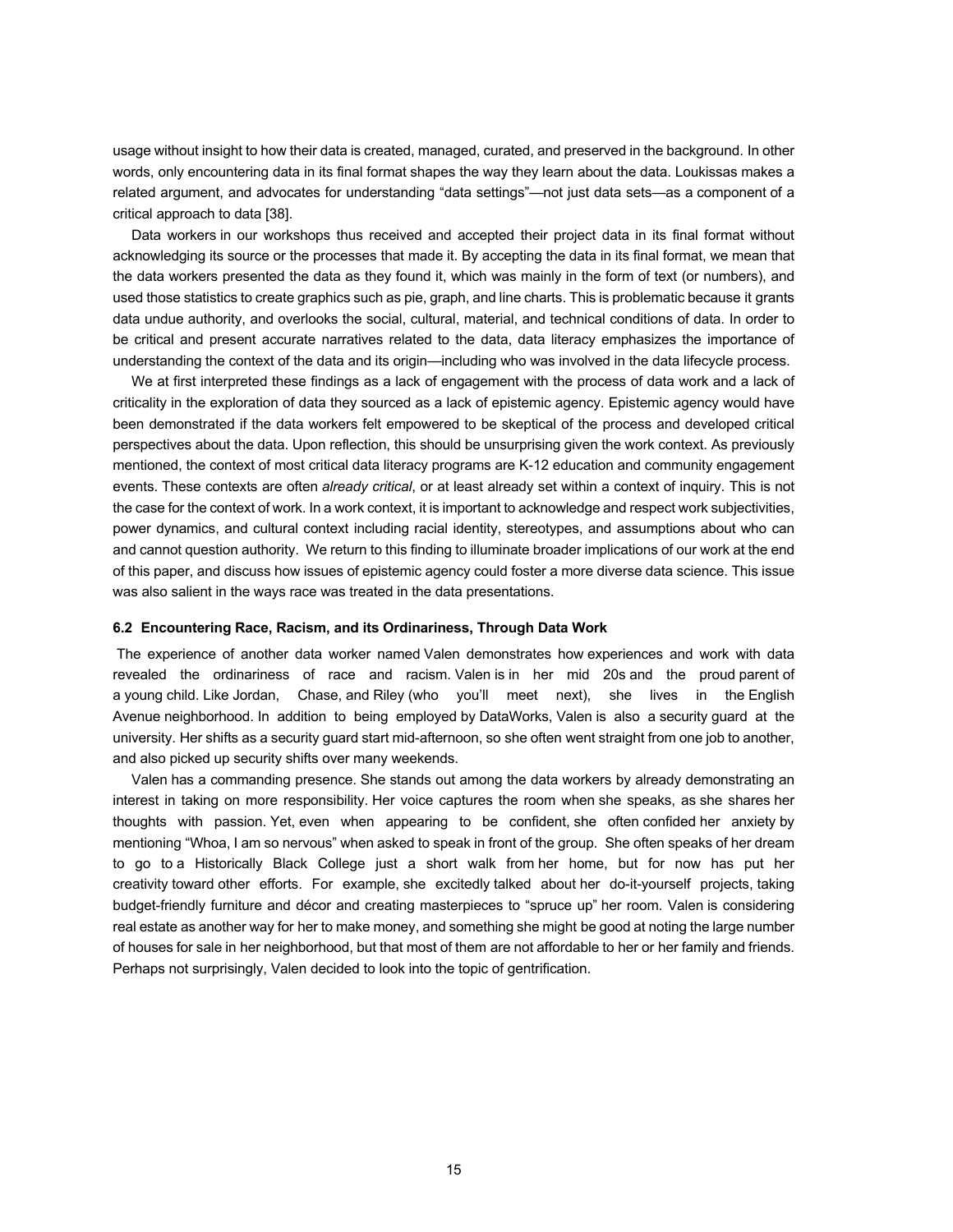usage without insight to how their data is created, managed, curated, and preserved in the background. In other words, only encountering data in its final format shapes the way they learn about the data. Loukissas makes a related argument, and advocates for understanding "data settings"—not just data sets—as a component of a critical approach to data [38].

Data workers in our workshops thus received and accepted their project data in its final format without acknowledging its source or the processes that made it. By accepting the data in its final format, we mean that the data workers presented the data as they found it, which was mainly in the form of text (or numbers), and used those statistics to create graphics such as pie, graph, and line charts. This is problematic because it grants data undue authority, and overlooks the social, cultural, material, and technical conditions of data. In order to be critical and present accurate narratives related to the data, data literacy emphasizes the importance of understanding the context of the data and its origin—including who was involved in the data lifecycle process.

We at first interpreted these findings as a lack of engagement with the process of data work and a lack of criticality in the exploration of data they sourced as a lack of epistemic agency. Epistemic agency would have been demonstrated if the data workers felt empowered to be skeptical of the process and developed critical perspectives about the data. Upon reflection, this should be unsurprising given the work context. As previously mentioned, the context of most critical data literacy programs are K-12 education and community engagement events. These contexts are often *already critical*, or at least already set within a context of inquiry. This is not the case for the context of work. In a work context, it is important to acknowledge and respect work subjectivities, power dynamics, and cultural context including racial identity, stereotypes, and assumptions about who can and cannot question authority. We return to this finding to illuminate broader implications of our work at the end of this paper, and discuss how issues of epistemic agency could foster a more diverse data science. This issue was also salient in the ways race was treated in the data presentations.

### 6.2 Encountering Race, Racism, and its Ordinariness, Through Data Work

The experience of another data worker named Valen demonstrates how experiences and work with data revealed the ordinariness of race and racism. Valen is in her mid 20s and the proud parent of a young child. Like Jordan, Chase, and Riley (who you'll meet next), she lives in the English Avenue neighborhood. In addition to being employed by DataWorks, Valen is also a security guard at the university. Her shifts as a security guard start mid-afternoon, so she often went straight from one job to another, and also picked up security shifts over many weekends.

Valen has a commanding presence. She stands out among the data workers by already demonstrating an interest in taking on more responsibility. Her voice captures the room when she speaks, as she shares her thoughts with passion. Yet, even when appearing to be confident, she often confided her anxiety by mentioning "Whoa, I am so nervous" when asked to speak in front of the group. She often speaks of her dream to go to a Historically Black College just a short walk from her home, but for now has put her creativity toward other efforts. For example, she excitedly talked about her do-it-yourself projects, taking budget-friendly furniture and décor and creating masterpieces to "spruce up" her room. Valen is considering real estate as another way for her to make money, and something she might be good at noting the large number of houses for sale in her neighborhood, but that most of them are not affordable to her or her family and friends. Perhaps not surprisingly, Valen decided to look into the topic of gentrification.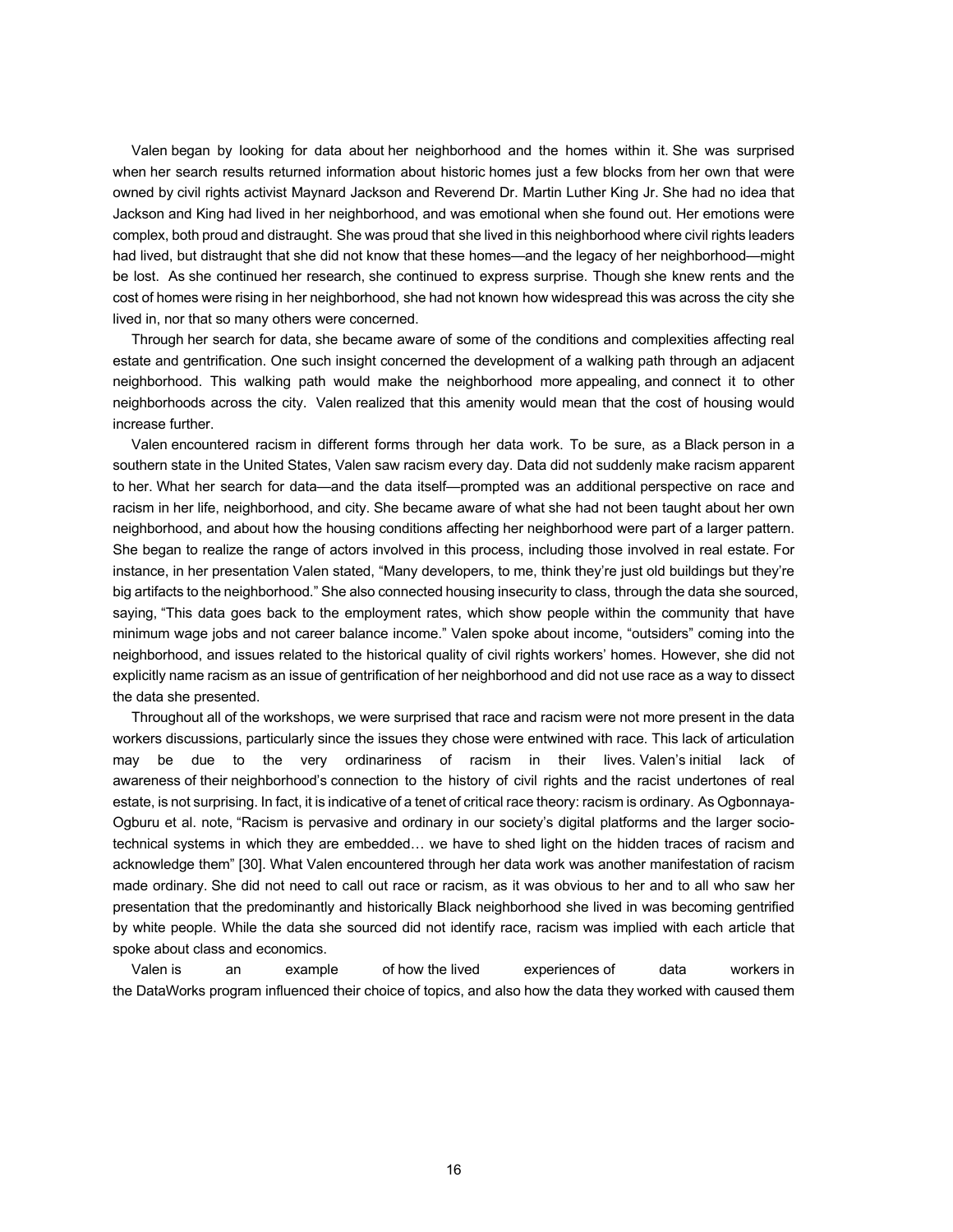Valen began by looking for data about her neighborhood and the homes within it. She was surprised when her search results returned information about historic homes just a few blocks from her own that were owned by civil rights activist Maynard Jackson and Reverend Dr. Martin Luther King Jr. She had no idea that Jackson and King had lived in her neighborhood, and was emotional when she found out. Her emotions were complex, both proud and distraught. She was proud that she lived in this neighborhood where civil rights leaders had lived, but distraught that she did not know that these homes—and the legacy of her neighborhood—might be lost. As she continued her research, she continued to express surprise. Though she knew rents and the cost of homes were rising in her neighborhood, she had not known how widespread this was across the city she lived in, nor that so many others were concerned.

Through her search for data, she became aware of some of the conditions and complexities affecting real estate and gentrification. One such insight concerned the development of a walking path through an adjacent neighborhood. This walking path would make the neighborhood more appealing, and connect it to other neighborhoods across the city. Valen realized that this amenity would mean that the cost of housing would increase further.

Valen encountered racism in different forms through her data work. To be sure, as a Black person in a southern state in the United States, Valen saw racism every day. Data did not suddenly make racism apparent to her. What her search for data—and the data itself—prompted was an additional perspective on race and racism in her life, neighborhood, and city. She became aware of what she had not been taught about her own neighborhood, and about how the housing conditions affecting her neighborhood were part of a larger pattern. She began to realize the range of actors involved in this process, including those involved in real estate. For instance, in her presentation Valen stated, "Many developers, to me, think they're just old buildings but they're big artifacts to the neighborhood." She also connected housing insecurity to class, through the data she sourced, saying, "This data goes back to the employment rates, which show people within the community that have minimum wage jobs and not career balance income." Valen spoke about income, "outsiders" coming into the neighborhood, and issues related to the historical quality of civil rights workers' homes. However, she did not explicitly name racism as an issue of gentrification of her neighborhood and did not use race as a way to dissect the data she presented.

Throughout all of the workshops, we were surprised that race and racism were not more present in the data workers discussions, particularly since the issues they chose were entwined with race. This lack of articulation may be due to the very ordinariness of racism in their lives. Valen's initial lack of awareness of their neighborhood's connection to the history of civil rights and the racist undertones of real estate, is not surprising. In fact, it is indicative of a tenet of critical race theory: racism is ordinary. As Ogbonnaya-Ogburu et al. note, "Racism is pervasive and ordinary in our society's digital platforms and the larger socio-technical systems in which they are embedded… we have to shed light on the hidden traces of racism and acknowledge them" [30]. What Valen encountered through her data work was another manifestation of racism made ordinary. She did not need to call out race or racism, as it was obvious to her and to all who saw her presentation that the predominantly and historically Black neighborhood she lived in was becoming gentrified by white people. While the data she sourced did not identify race, racism was implied with each article that spoke about class and economics.

Valen is an example of how the lived experiences of data workers in the DataWorks program influenced their choice of topics, and also how the data they worked with caused them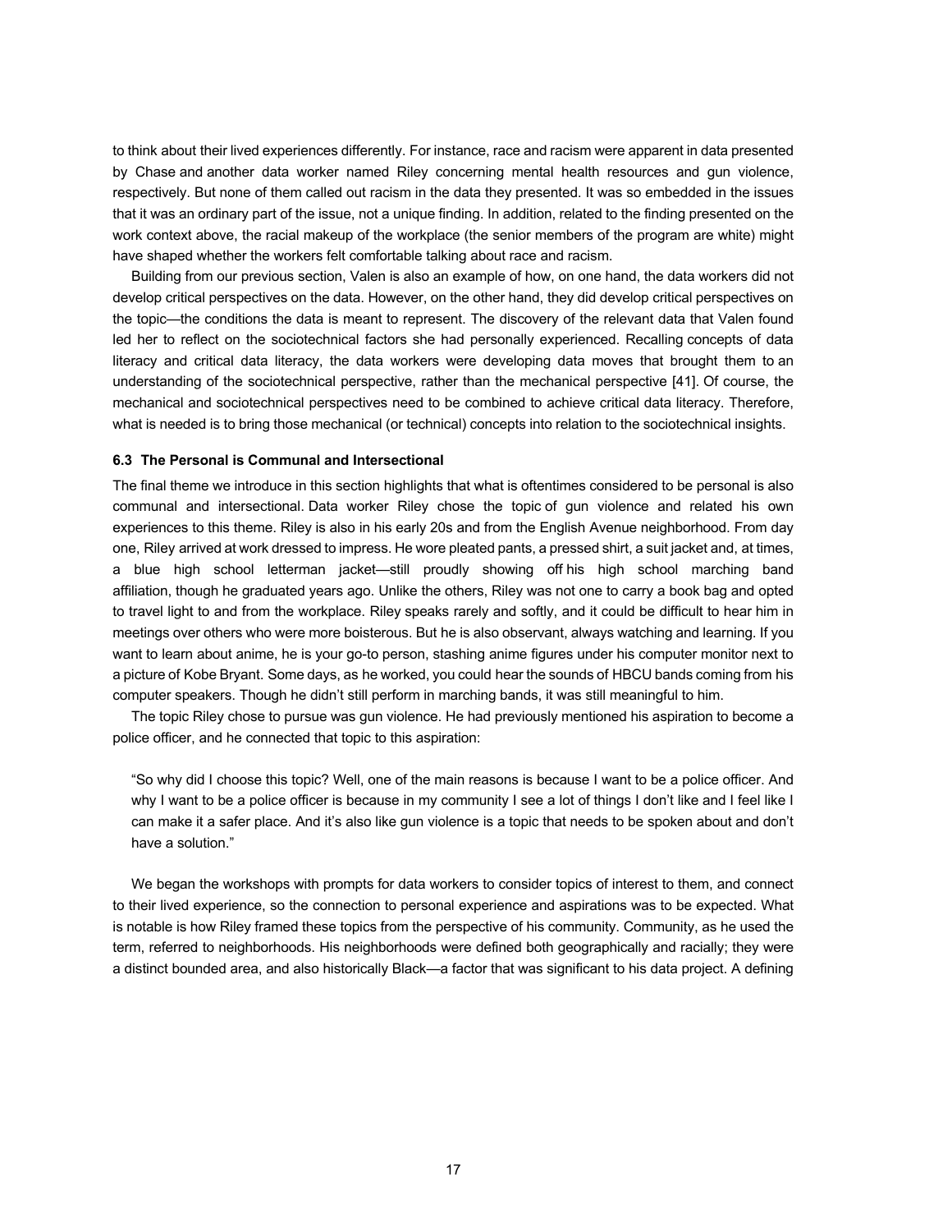to think about their lived experiences differently. For instance, race and racism were apparent in data presented by Chase and another data worker named Riley concerning mental health resources and gun violence, respectively. But none of them called out racism in the data they presented. It was so embedded in the issues that it was an ordinary part of the issue, not a unique finding. In addition, related to the finding presented on the work context above, the racial makeup of the workplace (the senior members of the program are white) might have shaped whether the workers felt comfortable talking about race and racism.

Building from our previous section, Valen is also an example of how, on one hand, the data workers did not develop critical perspectives on the data. However, on the other hand, they did develop critical perspectives on the topic—the conditions the data is meant to represent. The discovery of the relevant data that Valen found led her to reflect on the sociotechnical factors she had personally experienced. Recalling concepts of data literacy and critical data literacy, the data workers were developing data moves that brought them to an understanding of the sociotechnical perspective, rather than the mechanical perspective [41]. Of course, the mechanical and sociotechnical perspectives need to be combined to achieve critical data literacy. Therefore, what is needed is to bring those mechanical (or technical) concepts into relation to the sociotechnical insights.

### 6.3 The Personal is Communal and Intersectional

The final theme we introduce in this section highlights that what is oftentimes considered to be personal is also communal and intersectional. Data worker Riley chose the topic of gun violence and related his own experiences to this theme. Riley is also in his early 20s and from the English Avenue neighborhood. From day one, Riley arrived at work dressed to impress. He wore pleated pants, a pressed shirt, a suit jacket and, at times, a blue high school letterman jacket—still proudly showing off his high school marching band affiliation, though he graduated years ago. Unlike the others, Riley was not one to carry a book bag and opted to travel light to and from the workplace. Riley speaks rarely and softly, and it could be difficult to hear him in meetings over others who were more boisterous. But he is also observant, always watching and learning. If you want to learn about anime, he is your go-to person, stashing anime figures under his computer monitor next to a picture of Kobe Bryant. Some days, as he worked, you could hear the sounds of HBCU bands coming from his computer speakers. Though he didn't still perform in marching bands, it was still meaningful to him.

The topic Riley chose to pursue was gun violence. He had previously mentioned his aspiration to become a police officer, and he connected that topic to this aspiration:

> "So why did I choose this topic? Well, one of the main reasons is because I want to be a police officer. And why I want to be a police officer is because in my community I see a lot of things I don't like and I feel like I can make it a safer place. And it's also like gun violence is a topic that needs to be spoken about and don't have a solution."

We began the workshops with prompts for data workers to consider topics of interest to them, and connect to their lived experience, so the connection to personal experience and aspirations was to be expected. What is notable is how Riley framed these topics from the perspective of his community. Community, as he used the term, referred to neighborhoods. His neighborhoods were defined both geographically and racially; they were a distinct bounded area, and also historically Black—a factor that was significant to his data project. A defining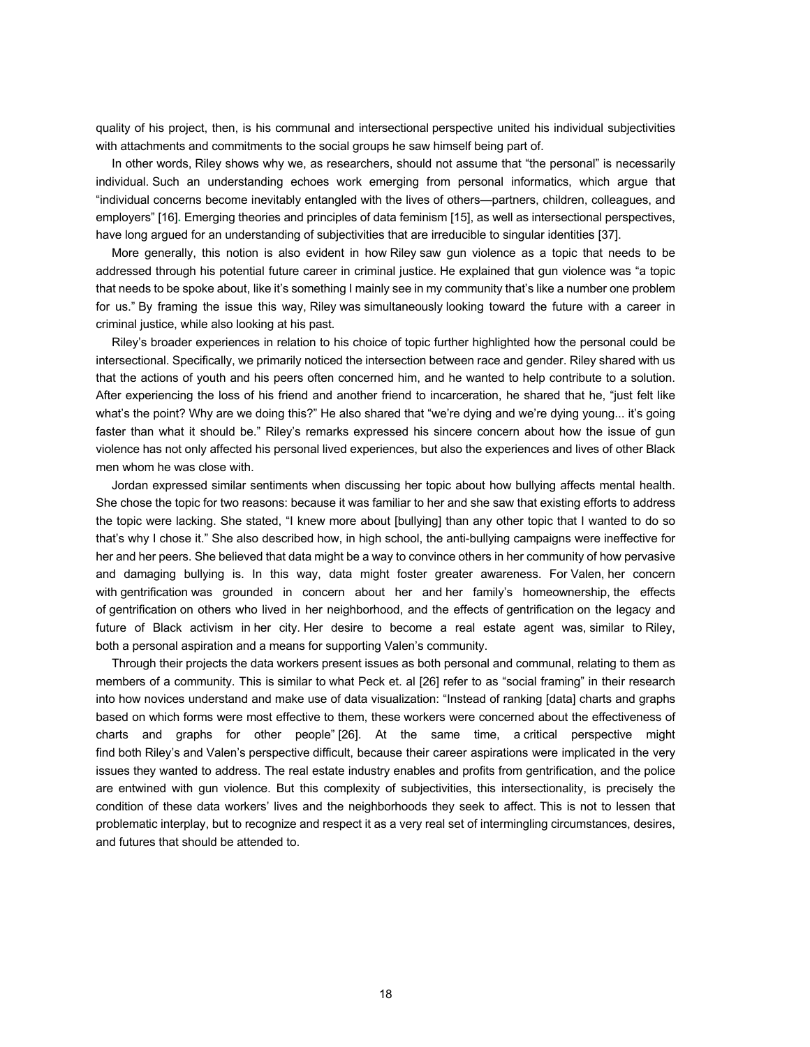quality of his project, then, is his communal and intersectional perspective united his individual subjectivities with attachments and commitments to the social groups he saw himself being part of.

In other words, Riley shows why we, as researchers, should not assume that "the personal" is necessarily individual. Such an understanding echoes work emerging from personal informatics, which argue that "individual concerns become inevitably entangled with the lives of others—partners, children, colleagues, and employers" [16]. Emerging theories and principles of data feminism [15], as well as intersectional perspectives, have long argued for an understanding of subjectivities that are irreducible to singular identities [37].

More generally, this notion is also evident in how Riley saw gun violence as a topic that needs to be addressed through his potential future career in criminal justice. He explained that gun violence was "a topic that needs to be spoke about, like it's something I mainly see in my community that's like a number one problem for us." By framing the issue this way, Riley was simultaneously looking toward the future with a career in criminal justice, while also looking at his past.

Riley's broader experiences in relation to his choice of topic further highlighted how the personal could be intersectional. Specifically, we primarily noticed the intersection between race and gender. Riley shared with us that the actions of youth and his peers often concerned him, and he wanted to help contribute to a solution. After experiencing the loss of his friend and another friend to incarceration, he shared that he, "just felt like what's the point? Why are we doing this?" He also shared that "we're dying and we're dying young... it's going faster than what it should be." Riley's remarks expressed his sincere concern about how the issue of gun violence has not only affected his personal lived experiences, but also the experiences and lives of other Black men whom he was close with.

Jordan expressed similar sentiments when discussing her topic about how bullying affects mental health. She chose the topic for two reasons: because it was familiar to her and she saw that existing efforts to address the topic were lacking. She stated, "I knew more about [bullying] than any other topic that I wanted to do so that's why I chose it." She also described how, in high school, the anti-bullying campaigns were ineffective for her and her peers. She believed that data might be a way to convince others in her community of how pervasive and damaging bullying is. In this way, data might foster greater awareness. For Valen, her concern with gentrification was grounded in concern about her and her family's homeownership, the effects of gentrification on others who lived in her neighborhood, and the effects of gentrification on the legacy and future of Black activism in her city. Her desire to become a real estate agent was, similar to Riley, both a personal aspiration and a means for supporting Valen's community.

Through their projects the data workers present issues as both personal and communal, relating to them as members of a community. This is similar to what Peck et. al [26] refer to as "social framing" in their research into how novices understand and make use of data visualization: "Instead of ranking [data] charts and graphs based on which forms were most effective to them, these workers were concerned about the effectiveness of charts and graphs for other people" [26]. At the same time, a critical perspective might find both Riley's and Valen's perspective difficult, because their career aspirations were implicated in the very issues they wanted to address. The real estate industry enables and profits from gentrification, and the police are entwined with gun violence. But this complexity of subjectivities, this intersectionality, is precisely the condition of these data workers' lives and the neighborhoods they seek to affect. This is not to lessen that problematic interplay, but to recognize and respect it as a very real set of intermingling circumstances, desires, and futures that should be attended to.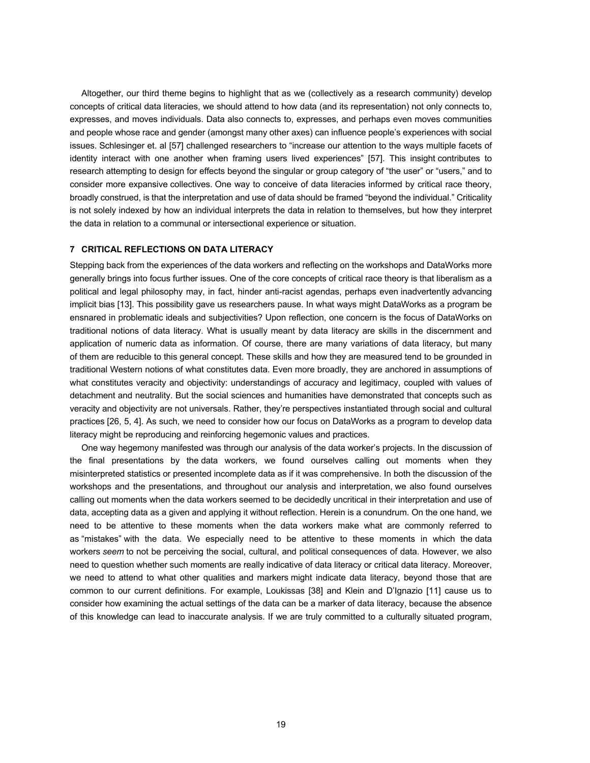Altogether, our third theme begins to highlight that as we (collectively as a research community) develop concepts of critical data literacies, we should attend to how data (and its representation) not only connects to, expresses, and moves individuals. Data also connects to, expresses, and perhaps even moves communities and people whose race and gender (amongst many other axes) can influence people's experiences with social issues. Schlesinger et. al [57] challenged researchers to "increase our attention to the ways multiple facets of identity interact with one another when framing users lived experiences" [57]. This insight contributes to research attempting to design for effects beyond the singular or group category of "the user" or "users," and to consider more expansive collectives. One way to conceive of data literacies informed by critical race theory, broadly construed, is that the interpretation and use of data should be framed "beyond the individual." Criticality is not solely indexed by how an individual interprets the data in relation to themselves, but how they interpret the data in relation to a communal or intersectional experience or situation.

## 7 CRITICAL REFLECTIONS ON DATA LITERACY

Stepping back from the experiences of the data workers and reflecting on the workshops and DataWorks more generally brings into focus further issues. One of the core concepts of critical race theory is that liberalism as a political and legal philosophy may, in fact, hinder anti-racist agendas, perhaps even inadvertently advancing implicit bias [13]. This possibility gave us researchers pause. In what ways might DataWorks as a program be ensnared in problematic ideals and subjectivities? Upon reflection, one concern is the focus of DataWorks on traditional notions of data literacy. What is usually meant by data literacy are skills in the discernment and application of numeric data as information. Of course, there are many variations of data literacy, but many of them are reducible to this general concept. These skills and how they are measured tend to be grounded in traditional Western notions of what constitutes data. Even more broadly, they are anchored in assumptions of what constitutes veracity and objectivity: understandings of accuracy and legitimacy, coupled with values of detachment and neutrality. But the social sciences and humanities have demonstrated that concepts such as veracity and objectivity are not universals. Rather, they're perspectives instantiated through social and cultural practices [26, 5, 4]. As such, we need to consider how our focus on DataWorks as a program to develop data literacy might be reproducing and reinforcing hegemonic values and practices.

One way hegemony manifested was through our analysis of the data worker's projects. In the discussion of the final presentations by the data workers, we found ourselves calling out moments when they misinterpreted statistics or presented incomplete data as if it was comprehensive. In both the discussion of the workshops and the presentations, and throughout our analysis and interpretation, we also found ourselves calling out moments when the data workers seemed to be decidedly uncritical in their interpretation and use of data, accepting data as a given and applying it without reflection. Herein is a conundrum. On the one hand, we need to be attentive to these moments when the data workers make what are commonly referred to as "mistakes" with the data. We especially need to be attentive to these moments in which the data workers *seem* to not be perceiving the social, cultural, and political consequences of data. However, we also need to question whether such moments are really indicative of data literacy or critical data literacy. Moreover, we need to attend to what other qualities and markers might indicate data literacy, beyond those that are common to our current definitions. For example, Loukissas [38] and Klein and D'Ignazio [11] cause us to consider how examining the actual settings of the data can be a marker of data literacy, because the absence of this knowledge can lead to inaccurate analysis. If we are truly committed to a culturally situated program,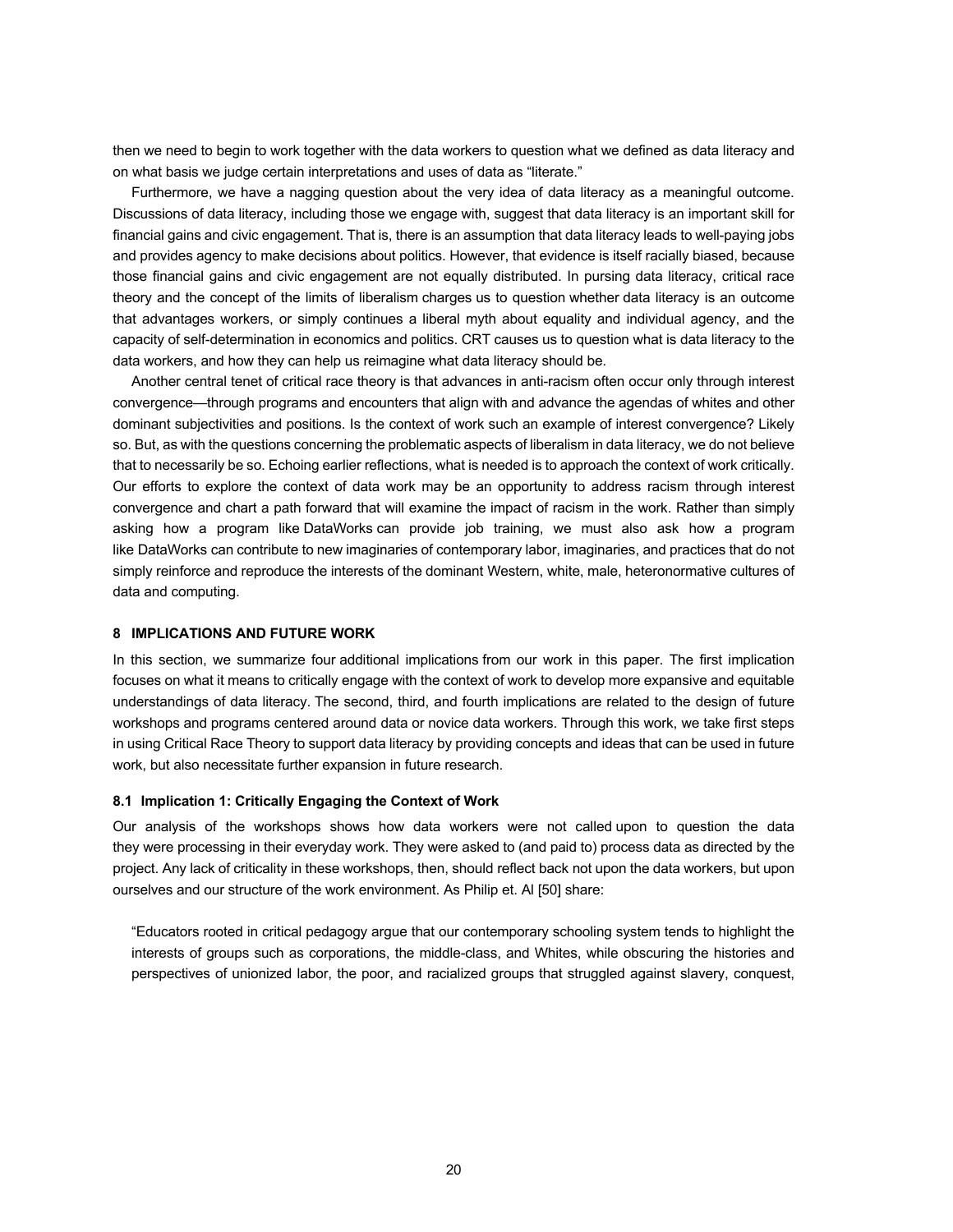then we need to begin to work together with the data workers to question what we defined as data literacy and on what basis we judge certain interpretations and uses of data as "literate."

Furthermore, we have a nagging question about the very idea of data literacy as a meaningful outcome. Discussions of data literacy, including those we engage with, suggest that data literacy is an important skill for financial gains and civic engagement. That is, there is an assumption that data literacy leads to well-paying jobs and provides agency to make decisions about politics. However, that evidence is itself racially biased, because those financial gains and civic engagement are not equally distributed. In pursing data literacy, critical race theory and the concept of the limits of liberalism charges us to question whether data literacy is an outcome that advantages workers, or simply continues a liberal myth about equality and individual agency, and the capacity of self-determination in economics and politics. CRT causes us to question what is data literacy to the data workers, and how they can help us reimagine what data literacy should be.

Another central tenet of critical race theory is that advances in anti-racism often occur only through interest convergence—through programs and encounters that align with and advance the agendas of whites and other dominant subjectivities and positions. Is the context of work such an example of interest convergence? Likely so. But, as with the questions concerning the problematic aspects of liberalism in data literacy, we do not believe that to necessarily be so. Echoing earlier reflections, what is needed is to approach the context of work critically. Our efforts to explore the context of data work may be an opportunity to address racism through interest convergence and chart a path forward that will examine the impact of racism in the work. Rather than simply asking how a program like DataWorks can provide job training, we must also ask how a program like DataWorks can contribute to new imaginaries of contemporary labor, imaginaries, and practices that do not simply reinforce and reproduce the interests of the dominant Western, white, male, heteronormative cultures of data and computing.

## 8 IMPLICATIONS AND FUTURE WORK

In this section, we summarize four additional implications from our work in this paper. The first implication focuses on what it means to critically engage with the context of work to develop more expansive and equitable understandings of data literacy. The second, third, and fourth implications are related to the design of future workshops and programs centered around data or novice data workers. Through this work, we take first steps in using Critical Race Theory to support data literacy by providing concepts and ideas that can be used in future work, but also necessitate further expansion in future research.

### 8.1 Implication 1: Critically Engaging the Context of Work

Our analysis of the workshops shows how data workers were not called upon to question the data they were processing in their everyday work. They were asked to (and paid to) process data as directed by the project. Any lack of criticality in these workshops, then, should reflect back not upon the data workers, but upon ourselves and our structure of the work environment. As Philip et. Al [50] share:

> "Educators rooted in critical pedagogy argue that our contemporary schooling system tends to highlight the interests of groups such as corporations, the middle-class, and Whites, while obscuring the histories and perspectives of unionized labor, the poor, and racialized groups that struggled against slavery, conquest,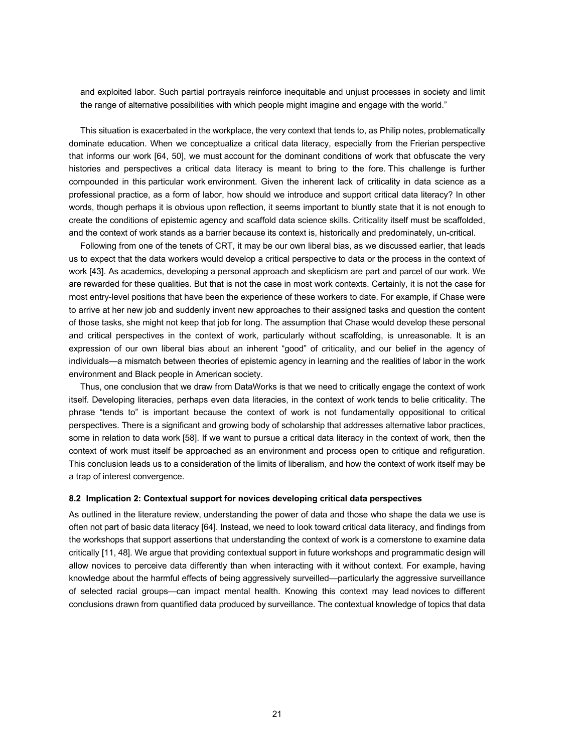and exploited labor. Such partial portrayals reinforce inequitable and unjust processes in society and limit the range of alternative possibilities with which people might imagine and engage with the world."

This situation is exacerbated in the workplace, the very context that tends to, as Philip notes, problematically dominate education. When we conceptualize a critical data literacy, especially from the Frierian perspective that informs our work [64, 50], we must account for the dominant conditions of work that obfuscate the very histories and perspectives a critical data literacy is meant to bring to the fore. This challenge is further compounded in this particular work environment. Given the inherent lack of criticality in data science as a professional practice, as a form of labor, how should we introduce and support critical data literacy? In other words, though perhaps it is obvious upon reflection, it seems important to bluntly state that it is not enough to create the conditions of epistemic agency and scaffold data science skills. Criticality itself must be scaffolded, and the context of work stands as a barrier because its context is, historically and predominately, un-critical.

Following from one of the tenets of CRT, it may be our own liberal bias, as we discussed earlier, that leads us to expect that the data workers would develop a critical perspective to data or the process in the context of work [43]. As academics, developing a personal approach and skepticism are part and parcel of our work. We are rewarded for these qualities. But that is not the case in most work contexts. Certainly, it is not the case for most entry-level positions that have been the experience of these workers to date. For example, if Chase were to arrive at her new job and suddenly invent new approaches to their assigned tasks and question the content of those tasks, she might not keep that job for long. The assumption that Chase would develop these personal and critical perspectives in the context of work, particularly without scaffolding, is unreasonable. It is an expression of our own liberal bias about an inherent "good" of criticality, and our belief in the agency of individuals—a mismatch between theories of epistemic agency in learning and the realities of labor in the work environment and Black people in American society.

Thus, one conclusion that we draw from DataWorks is that we need to critically engage the context of work itself. Developing literacies, perhaps even data literacies, in the context of work tends to belie criticality. The phrase "tends to" is important because the context of work is not fundamentally oppositional to critical perspectives. There is a significant and growing body of scholarship that addresses alternative labor practices, some in relation to data work [58]. If we want to pursue a critical data literacy in the context of work, then the context of work must itself be approached as an environment and process open to critique and refiguration. This conclusion leads us to a consideration of the limits of liberalism, and how the context of work itself may be a trap of interest convergence.

### 8.2 Implication 2: Contextual support for novices developing critical data perspectives

As outlined in the literature review, understanding the power of data and those who shape the data we use is often not part of basic data literacy [64]. Instead, we need to look toward critical data literacy, and findings from the workshops that support assertions that understanding the context of work is a cornerstone to examine data critically [11, 48]. We argue that providing contextual support in future workshops and programmatic design will allow novices to perceive data differently than when interacting with it without context. For example, having knowledge about the harmful effects of being aggressively surveilled—particularly the aggressive surveillance of selected racial groups—can impact mental health. Knowing this context may lead novices to different conclusions drawn from quantified data produced by surveillance. The contextual knowledge of topics that data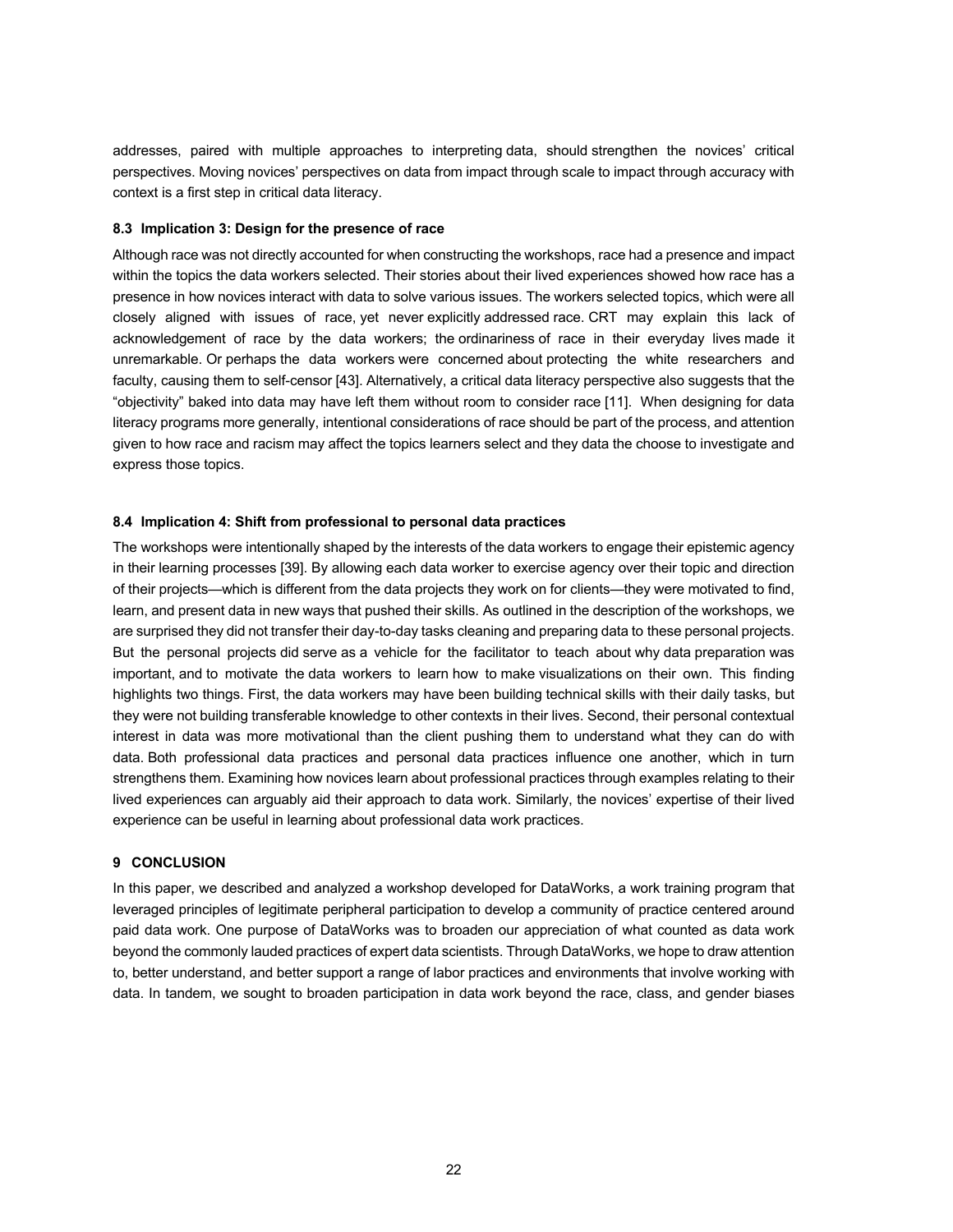addresses, paired with multiple approaches to interpreting data, should strengthen the novices' critical perspectives. Moving novices' perspectives on data from impact through scale to impact through accuracy with context is a first step in critical data literacy.

### 8.3 Implication 3: Design for the presence of race

Although race was not directly accounted for when constructing the workshops, race had a presence and impact within the topics the data workers selected. Their stories about their lived experiences showed how race has a presence in how novices interact with data to solve various issues. The workers selected topics, which were all closely aligned with issues of race, yet never explicitly addressed race. CRT may explain this lack of acknowledgement of race by the data workers; the ordinariness of race in their everyday lives made it unremarkable. Or perhaps the data workers were concerned about protecting the white researchers and faculty, causing them to self-censor [43]. Alternatively, a critical data literacy perspective also suggests that the "objectivity" baked into data may have left them without room to consider race [11]. When designing for data literacy programs more generally, intentional considerations of race should be part of the process, and attention given to how race and racism may affect the topics learners select and they data the choose to investigate and express those topics.

### 8.4 Implication 4: Shift from professional to personal data practices

The workshops were intentionally shaped by the interests of the data workers to engage their epistemic agency in their learning processes [39]. By allowing each data worker to exercise agency over their topic and direction of their projects—which is different from the data projects they work on for clients—they were motivated to find, learn, and present data in new ways that pushed their skills. As outlined in the description of the workshops, we are surprised they did not transfer their day-to-day tasks cleaning and preparing data to these personal projects. But the personal projects did serve as a vehicle for the facilitator to teach about why data preparation was important, and to motivate the data workers to learn how to make visualizations on their own. This finding highlights two things. First, the data workers may have been building technical skills with their daily tasks, but they were not building transferable knowledge to other contexts in their lives. Second, their personal contextual interest in data was more motivational than the client pushing them to understand what they can do with data. Both professional data practices and personal data practices influence one another, which in turn strengthens them. Examining how novices learn about professional practices through examples relating to their lived experiences can arguably aid their approach to data work. Similarly, the novices' expertise of their lived experience can be useful in learning about professional data work practices.

## 9 CONCLUSION

In this paper, we described and analyzed a workshop developed for DataWorks, a work training program that leveraged principles of legitimate peripheral participation to develop a community of practice centered around paid data work. One purpose of DataWorks was to broaden our appreciation of what counted as data work beyond the commonly lauded practices of expert data scientists. Through DataWorks, we hope to draw attention to, better understand, and better support a range of labor practices and environments that involve working with data. In tandem, we sought to broaden participation in data work beyond the race, class, and gender biases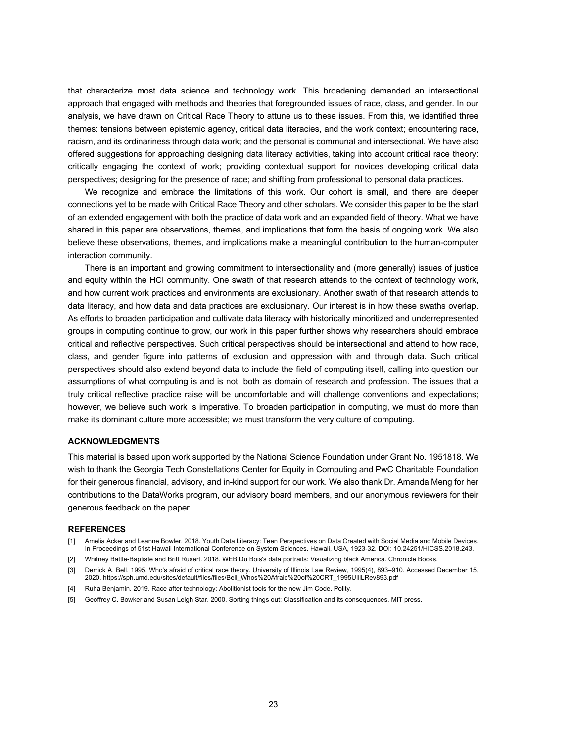that characterize most data science and technology work. This broadening demanded an intersectional approach that engaged with methods and theories that foregrounded issues of race, class, and gender. In our analysis, we have drawn on Critical Race Theory to attune us to these issues. From this, we identified three themes: tensions between epistemic agency, critical data literacies, and the work context; encountering race, racism, and its ordinariness through data work; and the personal is communal and intersectional. We have also offered suggestions for approaching designing data literacy activities, taking into account critical race theory: critically engaging the context of work; providing contextual support for novices developing critical data perspectives; designing for the presence of race; and shifting from professional to personal data practices.

We recognize and embrace the limitations of this work. Our cohort is small, and there are deeper connections yet to be made with Critical Race Theory and other scholars. We consider this paper to be the start of an extended engagement with both the practice of data work and an expanded field of theory. What we have shared in this paper are observations, themes, and implications that form the basis of ongoing work. We also believe these observations, themes, and implications make a meaningful contribution to the human-computer interaction community.

There is an important and growing commitment to intersectionality and (more generally) issues of justice and equity within the HCI community. One swath of that research attends to the context of technology work, and how current work practices and environments are exclusionary. Another swath of that research attends to data literacy, and how data and data practices are exclusionary. Our interest is in how these swaths overlap. As efforts to broaden participation and cultivate data literacy with historically minoritized and underrepresented groups in computing continue to grow, our work in this paper further shows why researchers should embrace critical and reflective perspectives. Such critical perspectives should be intersectional and attend to how race, class, and gender figure into patterns of exclusion and oppression with and through data. Such critical perspectives should also extend beyond data to include the field of computing itself, calling into question our assumptions of what computing is and is not, both as domain of research and profession. The issues that a truly critical reflective practice raise will be uncomfortable and will challenge conventions and expectations; however, we believe such work is imperative. To broaden participation in computing, we must do more than make its dominant culture more accessible; we must transform the very culture of computing.

## ACKNOWLEDGMENTS

This material is based upon work supported by the National Science Foundation under Grant No. 1951818. We wish to thank the Georgia Tech Constellations Center for Equity in Computing and PwC Charitable Foundation for their generous financial, advisory, and in-kind support for our work. We also thank Dr. Amanda Meng for her contributions to the DataWorks program, our advisory board members, and our anonymous reviewers for their generous feedback on the paper.

## REFERENCES

[1] Amelia Acker and Leanne Bowler. 2018. Youth Data Literacy: Teen Perspectives on Data Created with Social Media and Mobile Devices. In Proceedings of 51st Hawaii International Conference on System Sciences. Hawaii, USA, 1923-32. DOI: 10.24251/HICSS.2018.243.

[2] Whitney Battle-Baptiste and Britt Rusert. 2018. WEB Du Bois's data portraits: Visualizing black America. Chronicle Books.

[3] Derrick A. Bell. 1995. Who's afraid of critical race theory. University of Illinois Law Review, 1995(4), 893–910. Accessed December 15, 2020. https://sph.umd.edu/sites/default/files/files/Bell_Whos%20Afraid%20of%20CRT_1995UIllLRev893.pdf

[4] Ruha Benjamin. 2019. Race after technology: Abolitionist tools for the new Jim Code. Polity.

[5] Geoffrey C. Bowker and Susan Leigh Star. 2000. Sorting things out: Classification and its consequences. MIT press.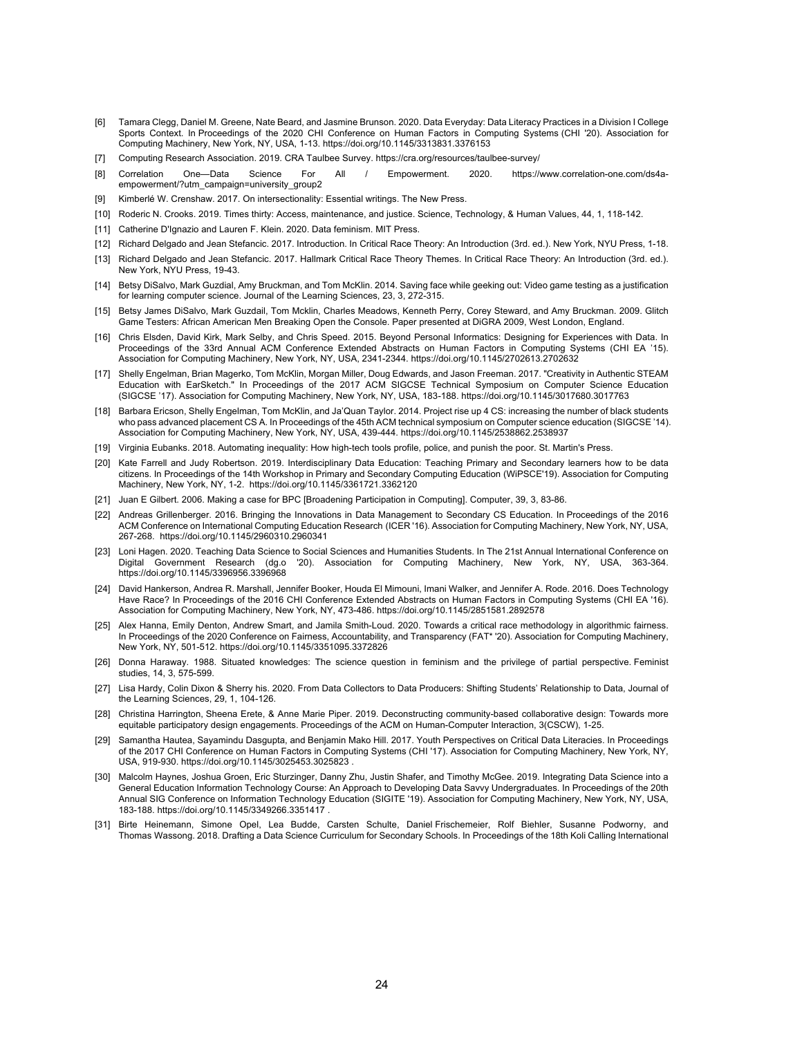[6] Tamara Clegg, Daniel M. Greene, Nate Beard, and Jasmine Brunson. 2020. Data Everyday: Data Literacy Practices in a Division I College Sports Context. In Proceedings of the 2020 CHI Conference on Human Factors in Computing Systems (CHI '20). Association for Computing Machinery, New York, NY, USA, 1-13. https://doi.org/10.1145/3313831.3376153

[7] Computing Research Association. 2019. CRA Taulbee Survey. https://cra.org/resources/taulbee-survey/

[8] Correlation One—Data Science For All / Empowerment. 2020. https://www.correlation-one.com/ds4a-empowerment/?utm_campaign=university_group2

[9] Kimberlé W. Crenshaw. 2017. On intersectionality: Essential writings. The New Press.

[10] Roderic N. Crooks. 2019. Times thirty: Access, maintenance, and justice. Science, Technology, & Human Values, 44, 1, 118-142.

[11] Catherine D'Ignazio and Lauren F. Klein. 2020. Data feminism. MIT Press.

[12] Richard Delgado and Jean Stefancic. 2017. Introduction. In Critical Race Theory: An Introduction (3rd. ed.). New York, NYU Press, 1-18.

[13] Richard Delgado and Jean Stefancic. 2017. Hallmark Critical Race Theory Themes. In Critical Race Theory: An Introduction (3rd. ed.). New York, NYU Press, 19-43.

[14] Betsy DiSalvo, Mark Guzdial, Amy Bruckman, and Tom McKlin. 2014. Saving face while geeking out: Video game testing as a justification for learning computer science. Journal of the Learning Sciences, 23, 3, 272-315.

[15] Betsy James DiSalvo, Mark Guzdail, Tom Mcklin, Charles Meadows, Kenneth Perry, Corey Steward, and Amy Bruckman. 2009. Glitch Game Testers: African American Men Breaking Open the Console. Paper presented at DiGRA 2009, West London, England.

[16] Chris Elsden, David Kirk, Mark Selby, and Chris Speed. 2015. Beyond Personal Informatics: Designing for Experiences with Data. In Proceedings of the 33rd Annual ACM Conference Extended Abstracts on Human Factors in Computing Systems (CHI EA '15). Association for Computing Machinery, New York, NY, USA, 2341-2344. https://doi.org/10.1145/2702613.2702632

[17] Shelly Engelman, Brian Magerko, Tom McKlin, Morgan Miller, Doug Edwards, and Jason Freeman. 2017. "Creativity in Authentic STEAM Education with EarSketch." In Proceedings of the 2017 ACM SIGCSE Technical Symposium on Computer Science Education (SIGCSE '17). Association for Computing Machinery, New York, NY, USA, 183-188. https://doi.org/10.1145/3017680.3017763

[18] Barbara Ericson, Shelly Engelman, Tom McKlin, and Ja'Quan Taylor. 2014. Project rise up 4 CS: increasing the number of black students who pass advanced placement CS A. In Proceedings of the 45th ACM technical symposium on Computer science education (SIGCSE '14). Association for Computing Machinery, New York, NY, USA, 439-444. https://doi.org/10.1145/2538862.2538937

[19] Virginia Eubanks. 2018. Automating inequality: How high-tech tools profile, police, and punish the poor. St. Martin's Press.

[20] Kate Farrell and Judy Robertson. 2019. Interdisciplinary Data Education: Teaching Primary and Secondary learners how to be data citizens. In Proceedings of the 14th Workshop in Primary and Secondary Computing Education (WiPSCE'19). Association for Computing Machinery, New York, NY, 1-2. https://doi.org/10.1145/3361721.3362120

[21] Juan E Gilbert. 2006. Making a case for BPC [Broadening Participation in Computing]. Computer, 39, 3, 83-86.

[22] Andreas Grillenberger. 2016. Bringing the Innovations in Data Management to Secondary CS Education. In Proceedings of the 2016 ACM Conference on International Computing Education Research (ICER '16). Association for Computing Machinery, New York, NY, USA, 267-268. https://doi.org/10.1145/2960310.2960341

[23] Loni Hagen. 2020. Teaching Data Science to Social Sciences and Humanities Students. In The 21st Annual International Conference on Digital Government Research (dg.o '20). Association for Computing Machinery, New York, NY, USA, 363-364. https://doi.org/10.1145/3396956.3396968

[24] David Hankerson, Andrea R. Marshall, Jennifer Booker, Houda El Mimouni, Imani Walker, and Jennifer A. Rode. 2016. Does Technology Have Race? In Proceedings of the 2016 CHI Conference Extended Abstracts on Human Factors in Computing Systems (CHI EA '16). Association for Computing Machinery, New York, NY, 473-486. https://doi.org/10.1145/2851581.2892578

[25] Alex Hanna, Emily Denton, Andrew Smart, and Jamila Smith-Loud. 2020. Towards a critical race methodology in algorithmic fairness. In Proceedings of the 2020 Conference on Fairness, Accountability, and Transparency (FAT* '20). Association for Computing Machinery, New York, NY, 501-512. https://doi.org/10.1145/3351095.3372826

[26] Donna Haraway. 1988. Situated knowledges: The science question in feminism and the privilege of partial perspective. Feminist studies, 14, 3, 575-599.

[27] Lisa Hardy, Colin Dixon & Sherry his. 2020. From Data Collectors to Data Producers: Shifting Students' Relationship to Data, Journal of the Learning Sciences, 29, 1, 104-126.

[28] Christina Harrington, Sheena Erete, & Anne Marie Piper. 2019. Deconstructing community-based collaborative design: Towards more equitable participatory design engagements. Proceedings of the ACM on Human-Computer Interaction, 3(CSCW), 1-25.

[29] Samantha Hautea, Sayamindu Dasgupta, and Benjamin Mako Hill. 2017. Youth Perspectives on Critical Data Literacies. In Proceedings of the 2017 CHI Conference on Human Factors in Computing Systems (CHI '17). Association for Computing Machinery, New York, NY, USA, 919-930. https://doi.org/10.1145/3025453.3025823 .

[30] Malcolm Haynes, Joshua Groen, Eric Sturzinger, Danny Zhu, Justin Shafer, and Timothy McGee. 2019. Integrating Data Science into a General Education Information Technology Course: An Approach to Developing Data Savvy Undergraduates. In Proceedings of the 20th Annual SIG Conference on Information Technology Education (SIGITE '19). Association for Computing Machinery, New York, NY, USA, 183-188. https://doi.org/10.1145/3349266.3351417 .

[31] Birte Heinemann, Simone Opel, Lea Budde, Carsten Schulte, Daniel Frischemeier, Rolf Biehler, Susanne Podworny, and Thomas Wassong. 2018. Drafting a Data Science Curriculum for Secondary Schools. In Proceedings of the 18th Koli Calling International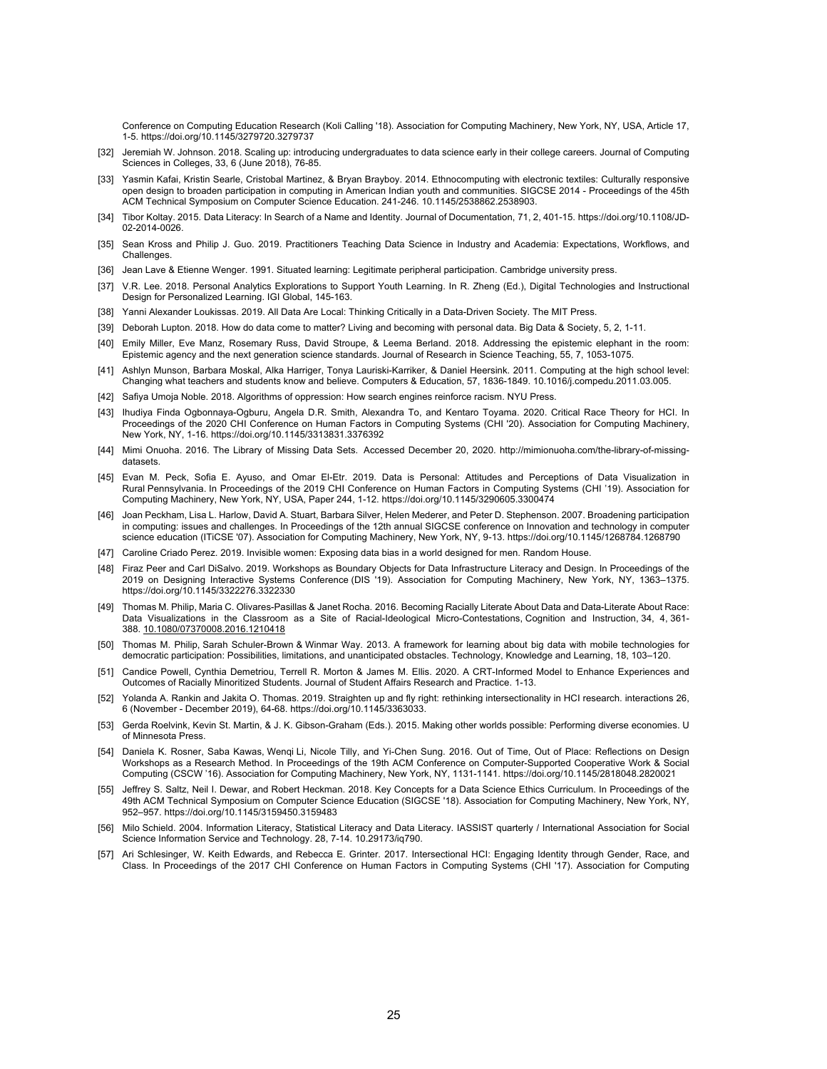Conference on Computing Education Research (Koli Calling '18). Association for Computing Machinery, New York, NY, USA, Article 17, 1-5. https://doi.org/10.1145/3279720.3279737

[32] Jeremiah W. Johnson. 2018. Scaling up: introducing undergraduates to data science early in their college careers. Journal of Computing Sciences in Colleges, 33, 6 (June 2018), 76-85.

[33] Yasmin Kafai, Kristin Searle, Cristobal Martinez, & Bryan Brayboy. 2014. Ethnocomputing with electronic textiles: Culturally responsive open design to broaden participation in computing in American Indian youth and communities. SIGCSE 2014 - Proceedings of the 45th ACM Technical Symposium on Computer Science Education. 241-246. 10.1145/2538862.2538903.

[34] Tibor Koltay. 2015. Data Literacy: In Search of a Name and Identity. Journal of Documentation, 71, 2, 401-15. https://doi.org/10.1108/JD-02-2014-0026.

[35] Sean Kross and Philip J. Guo. 2019. Practitioners Teaching Data Science in Industry and Academia: Expectations, Workflows, and Challenges.

[36] Jean Lave & Etienne Wenger. 1991. Situated learning: Legitimate peripheral participation. Cambridge university press.

[37] V.R. Lee. 2018. Personal Analytics Explorations to Support Youth Learning. In R. Zheng (Ed.), Digital Technologies and Instructional Design for Personalized Learning. IGI Global, 145-163.

[38] Yanni Alexander Loukissas. 2019. All Data Are Local: Thinking Critically in a Data-Driven Society. The MIT Press.

[39] Deborah Lupton. 2018. How do data come to matter? Living and becoming with personal data. Big Data & Society, 5, 2, 1-11.

[40] Emily Miller, Eve Manz, Rosemary Russ, David Stroupe, & Leema Berland. 2018. Addressing the epistemic elephant in the room: Epistemic agency and the next generation science standards. Journal of Research in Science Teaching, 55, 7, 1053-1075.

[41] Ashlyn Munson, Barbara Moskal, Alka Harriger, Tonya Lauriski-Karriker, & Daniel Heersink. 2011. Computing at the high school level: Changing what teachers and students know and believe. Computers & Education, 57, 1836-1849. 10.1016/j.compedu.2011.03.005.

[42] Safiya Umoja Noble. 2018. Algorithms of oppression: How search engines reinforce racism. NYU Press.

[43] Ihudiya Finda Ogbonnaya-Ogburu, Angela D.R. Smith, Alexandra To, and Kentaro Toyama. 2020. Critical Race Theory for HCI. In Proceedings of the 2020 CHI Conference on Human Factors in Computing Systems (CHI '20). Association for Computing Machinery, New York, NY, 1-16. https://doi.org/10.1145/3313831.3376392

[44] Mimi Onuoha. 2016. The Library of Missing Data Sets. Accessed December 20, 2020. http://mimionuoha.com/the-library-of-missing-datasets.

[45] Evan M. Peck, Sofia E. Ayuso, and Omar El-Etr. 2019. Data is Personal: Attitudes and Perceptions of Data Visualization in Rural Pennsylvania. In Proceedings of the 2019 CHI Conference on Human Factors in Computing Systems (CHI '19). Association for Computing Machinery, New York, NY, USA, Paper 244, 1-12. https://doi.org/10.1145/3290605.3300474

[46] Joan Peckham, Lisa L. Harlow, David A. Stuart, Barbara Silver, Helen Mederer, and Peter D. Stephenson. 2007. Broadening participation in computing: issues and challenges. In Proceedings of the 12th annual SIGCSE conference on Innovation and technology in computer science education (ITiCSE '07). Association for Computing Machinery, New York, NY, 9-13. https://doi.org/10.1145/1268784.1268790

[47] Caroline Criado Perez. 2019. Invisible women: Exposing data bias in a world designed for men. Random House.

[48] Firaz Peer and Carl DiSalvo. 2019. Workshops as Boundary Objects for Data Infrastructure Literacy and Design. In Proceedings of the 2019 on Designing Interactive Systems Conference (DIS '19). Association for Computing Machinery, New York, NY, 1363–1375. https://doi.org/10.1145/3322276.3322330

[49] Thomas M. Philip, Maria C. Olivares-Pasillas & Janet Rocha. 2016. Becoming Racially Literate About Data and Data-Literate About Race: Data Visualizations in the Classroom as a Site of Racial-Ideological Micro-Contestations, Cognition and Instruction, 34, 4, 361-388. 10.1080/07370008.2016.1210418

[50] Thomas M. Philip, Sarah Schuler-Brown & Winmar Way. 2013. A framework for learning about big data with mobile technologies for democratic participation: Possibilities, limitations, and unanticipated obstacles. Technology, Knowledge and Learning, 18, 103–120.

[51] Candice Powell, Cynthia Demetriou, Terrell R. Morton & James M. Ellis. 2020. A CRT-Informed Model to Enhance Experiences and Outcomes of Racially Minoritized Students. Journal of Student Affairs Research and Practice. 1-13.

[52] Yolanda A. Rankin and Jakita O. Thomas. 2019. Straighten up and fly right: rethinking intersectionality in HCI research. interactions 26, 6 (November - December 2019), 64-68. https://doi.org/10.1145/3363033.

[53] Gerda Roelvink, Kevin St. Martin, & J. K. Gibson-Graham (Eds.). 2015. Making other worlds possible: Performing diverse economies. U of Minnesota Press.

[54] Daniela K. Rosner, Saba Kawas, Wenqi Li, Nicole Tilly, and Yi-Chen Sung. 2016. Out of Time, Out of Place: Reflections on Design Workshops as a Research Method. In Proceedings of the 19th ACM Conference on Computer-Supported Cooperative Work & Social Computing (CSCW '16). Association for Computing Machinery, New York, NY, 1131-1141. https://doi.org/10.1145/2818048.2820021

[55] Jeffrey S. Saltz, Neil I. Dewar, and Robert Heckman. 2018. Key Concepts for a Data Science Ethics Curriculum. In Proceedings of the 49th ACM Technical Symposium on Computer Science Education (SIGCSE '18). Association for Computing Machinery, New York, NY, 952–957. https://doi.org/10.1145/3159450.3159483

[56] Milo Schield. 2004. Information Literacy, Statistical Literacy and Data Literacy. IASSIST quarterly / International Association for Social Science Information Service and Technology. 28, 7-14. 10.29173/iq790.

[57] Ari Schlesinger, W. Keith Edwards, and Rebecca E. Grinter. 2017. Intersectional HCI: Engaging Identity through Gender, Race, and Class. In Proceedings of the 2017 CHI Conference on Human Factors in Computing Systems (CHI '17). Association for Computing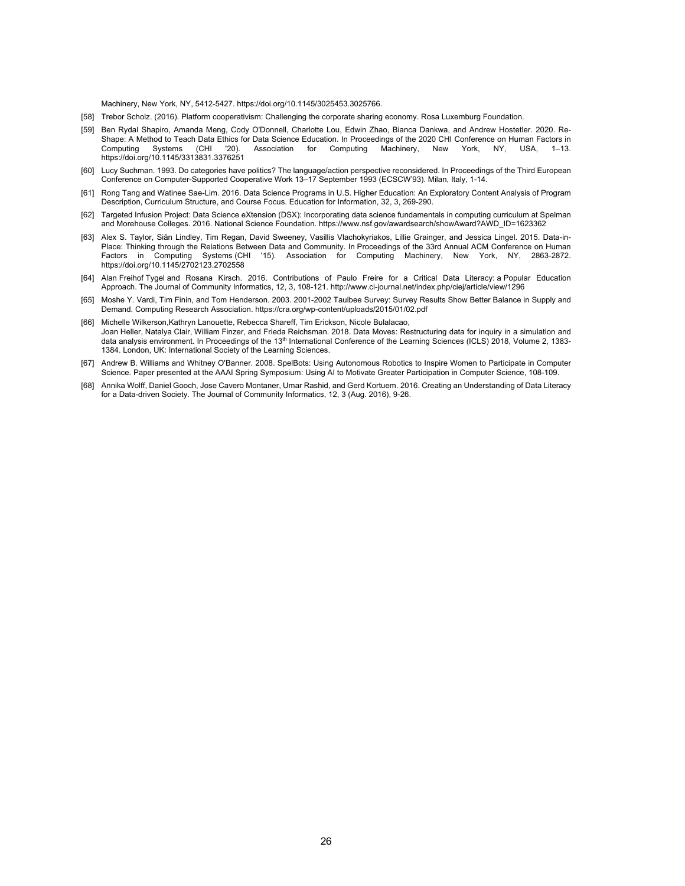Machinery, New York, NY, 5412-5427. https://doi.org/10.1145/3025453.3025766.

[58] Trebor Scholz. (2016). Platform cooperativism: Challenging the corporate sharing economy. Rosa Luxemburg Foundation.

[59] Ben Rydal Shapiro, Amanda Meng, Cody O'Donnell, Charlotte Lou, Edwin Zhao, Bianca Dankwa, and Andrew Hostetler. 2020. Re-Shape: A Method to Teach Data Ethics for Data Science Education. In Proceedings of the 2020 CHI Conference on Human Factors in Computing Systems (CHI '20). Association for Computing Machinery, New York, NY, USA, 1–13. https://doi.org/10.1145/3313831.3376251

[60] Lucy Suchman. 1993. Do categories have politics? The language/action perspective reconsidered. In Proceedings of the Third European Conference on Computer-Supported Cooperative Work 13–17 September 1993 (ECSCW'93). Milan, Italy, 1-14.

[61] Rong Tang and Watinee Sae-Lim. 2016. Data Science Programs in U.S. Higher Education: An Exploratory Content Analysis of Program Description, Curriculum Structure, and Course Focus. Education for Information, 32, 3, 269-290.

[62] Targeted Infusion Project: Data Science eXtension (DSX): Incorporating data science fundamentals in computing curriculum at Spelman and Morehouse Colleges. 2016. National Science Foundation. https://www.nsf.gov/awardsearch/showAward?AWD_ID=1623362

[63] Alex S. Taylor, Siân Lindley, Tim Regan, David Sweeney, Vasillis Vlachokyriakos, Lillie Grainger, and Jessica Lingel. 2015. Data-in-Place: Thinking through the Relations Between Data and Community. In Proceedings of the 33rd Annual ACM Conference on Human Factors in Computing Systems (CHI '15). Association for Computing Machinery, New York, NY, 2863-2872. https://doi.org/10.1145/2702123.2702558

[64] Alan Freihof Tygel and Rosana Kirsch. 2016. Contributions of Paulo Freire for a Critical Data Literacy: a Popular Education Approach. The Journal of Community Informatics, 12, 3, 108-121. http://www.ci-journal.net/index.php/ciej/article/view/1296

[65] Moshe Y. Vardi, Tim Finin, and Tom Henderson. 2003. 2001-2002 Taulbee Survey: Survey Results Show Better Balance in Supply and Demand. Computing Research Association. https://cra.org/wp-content/uploads/2015/01/02.pdf

[66] Michelle Wilkerson,Kathryn Lanouette, Rebecca Shareff, Tim Erickson, Nicole Bulalacao, Joan Heller, Natalya Clair, William Finzer, and Frieda Reichsman. 2018. Data Moves: Restructuring data for inquiry in a simulation and data analysis environment. In Proceedings of the 13th International Conference of the Learning Sciences (ICLS) 2018, Volume 2, 1383-1384. London, UK: International Society of the Learning Sciences.

[67] Andrew B. Williams and Whitney O'Banner. 2008. SpelBots: Using Autonomous Robotics to Inspire Women to Participate in Computer Science. Paper presented at the AAAI Spring Symposium: Using AI to Motivate Greater Participation in Computer Science, 108-109.

[68] Annika Wolff, Daniel Gooch, Jose Cavero Montaner, Umar Rashid, and Gerd Kortuem. 2016. Creating an Understanding of Data Literacy for a Data-driven Society. The Journal of Community Informatics, 12, 3 (Aug. 2016), 9-26.